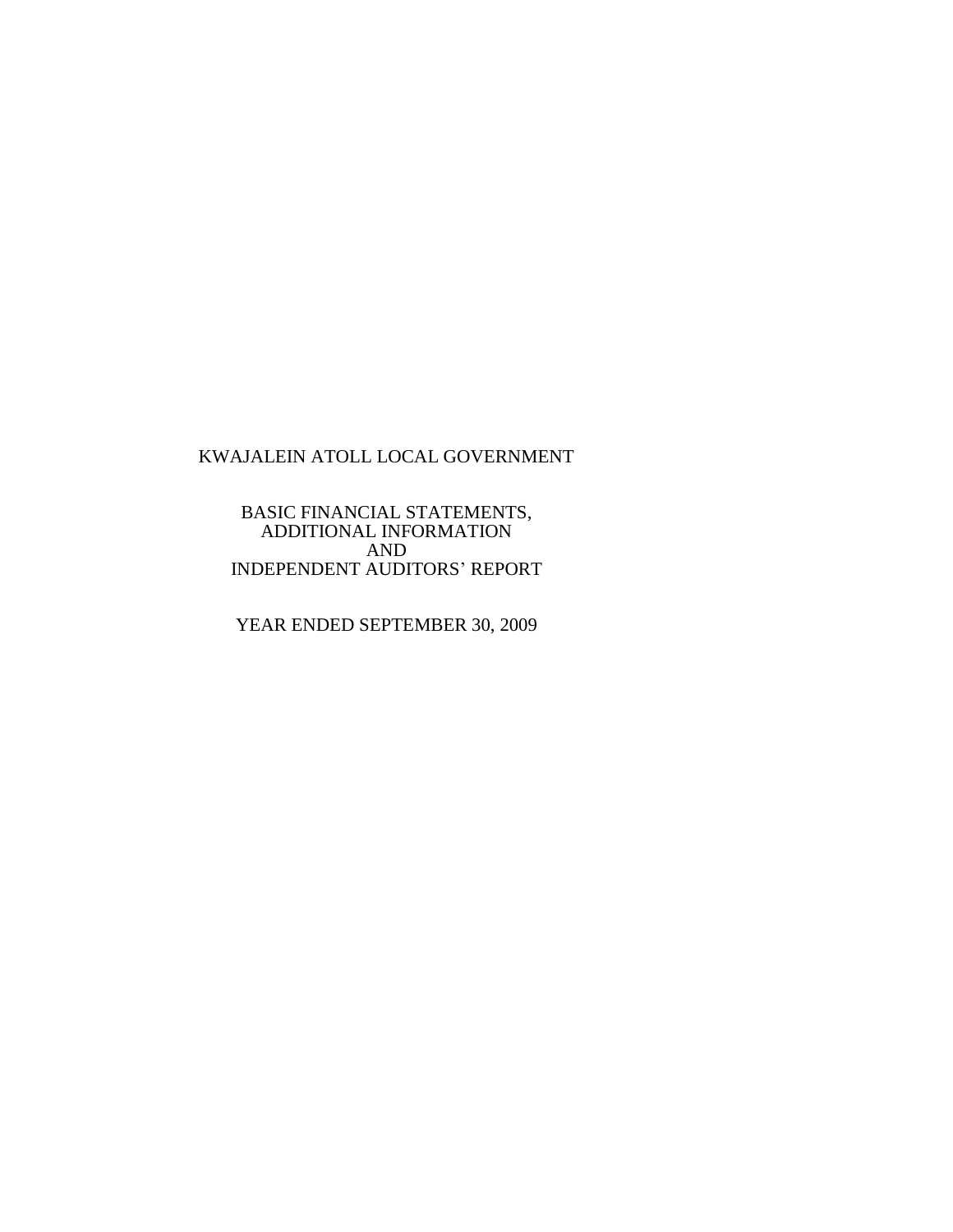# KWAJALEIN ATOLL LOCAL GOVERNMENT

BASIC FINANCIAL STATEMENTS,
ADDITIONAL INFORMATION
AND
INDEPENDENT AUDITORS' REPORT

YEAR ENDED SEPTEMBER 30, 2009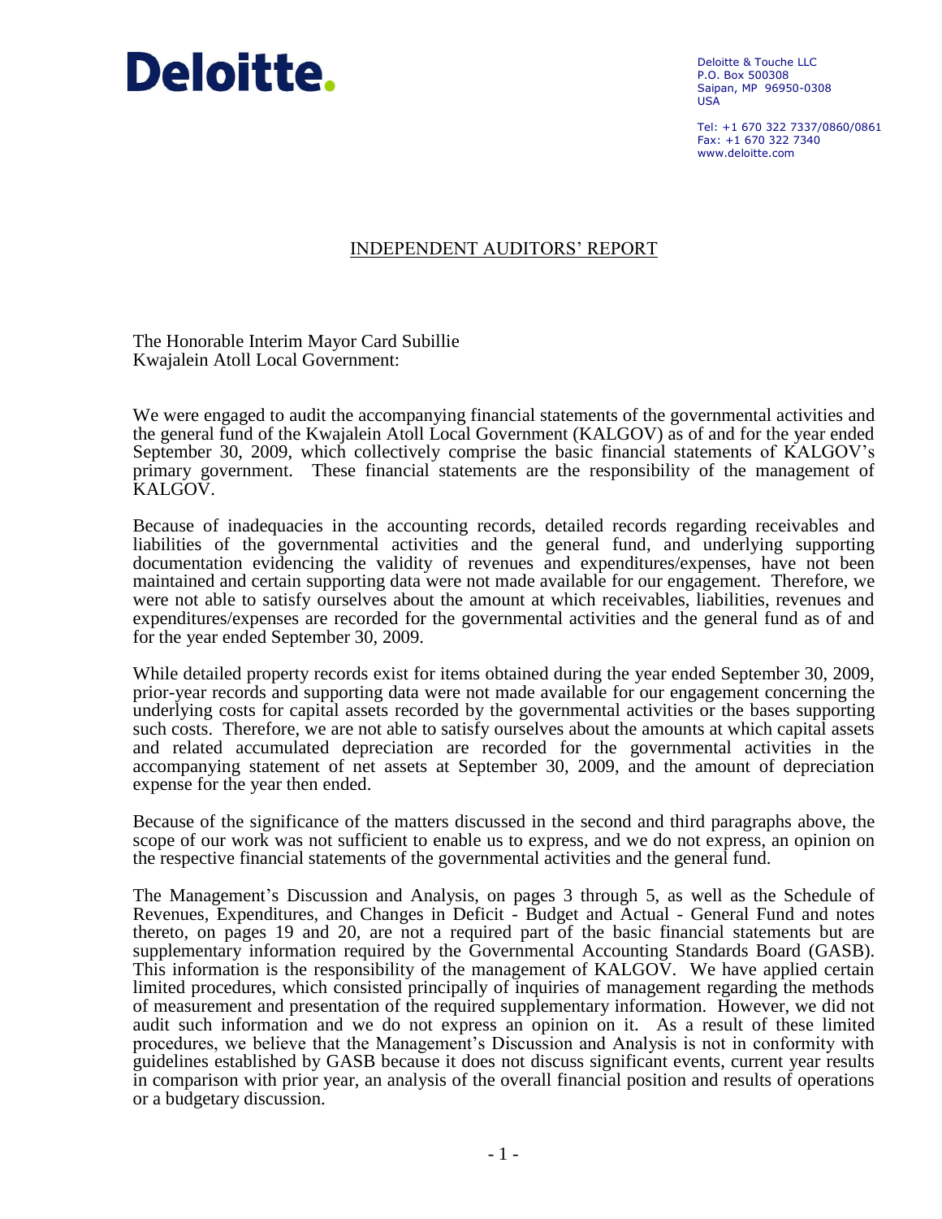Deloitte.

Deloitte & Touche LLC
P.O. Box 500308
Saipan, MP 96950-0308
USA

Tel: +1 670 322 7337/0860/0861
Fax: +1 670 322 7340
www.deloitte.com

## INDEPENDENT AUDITORS' REPORT

The Honorable Interim Mayor Card Subillie
Kwajalein Atoll Local Government:

We were engaged to audit the accompanying financial statements of the governmental activities and the general fund of the Kwajalein Atoll Local Government (KALGOV) as of and for the year ended September 30, 2009, which collectively comprise the basic financial statements of KALGOV's primary government. These financial statements are the responsibility of the management of KALGOV.

Because of inadequacies in the accounting records, detailed records regarding receivables and liabilities of the governmental activities and the general fund, and underlying supporting documentation evidencing the validity of revenues and expenditures/expenses, have not been maintained and certain supporting data were not made available for our engagement. Therefore, we were not able to satisfy ourselves about the amount at which receivables, liabilities, revenues and expenditures/expenses are recorded for the governmental activities and the general fund as of and for the year ended September 30, 2009.

While detailed property records exist for items obtained during the year ended September 30, 2009, prior-year records and supporting data were not made available for our engagement concerning the underlying costs for capital assets recorded by the governmental activities or the bases supporting such costs. Therefore, we are not able to satisfy ourselves about the amounts at which capital assets and related accumulated depreciation are recorded for the governmental activities in the accompanying statement of net assets at September 30, 2009, and the amount of depreciation expense for the year then ended.

Because of the significance of the matters discussed in the second and third paragraphs above, the scope of our work was not sufficient to enable us to express, and we do not express, an opinion on the respective financial statements of the governmental activities and the general fund.

The Management's Discussion and Analysis, on pages 3 through 5, as well as the Schedule of Revenues, Expenditures, and Changes in Deficit - Budget and Actual - General Fund and notes thereto, on pages 19 and 20, are not a required part of the basic financial statements but are supplementary information required by the Governmental Accounting Standards Board (GASB). This information is the responsibility of the management of KALGOV. We have applied certain limited procedures, which consisted principally of inquiries of management regarding the methods of measurement and presentation of the required supplementary information. However, we did not audit such information and we do not express an opinion on it. As a result of these limited procedures, we believe that the Management's Discussion and Analysis is not in conformity with guidelines established by GASB because it does not discuss significant events, current year results in comparison with prior year, an analysis of the overall financial position and results of operations or a budgetary discussion.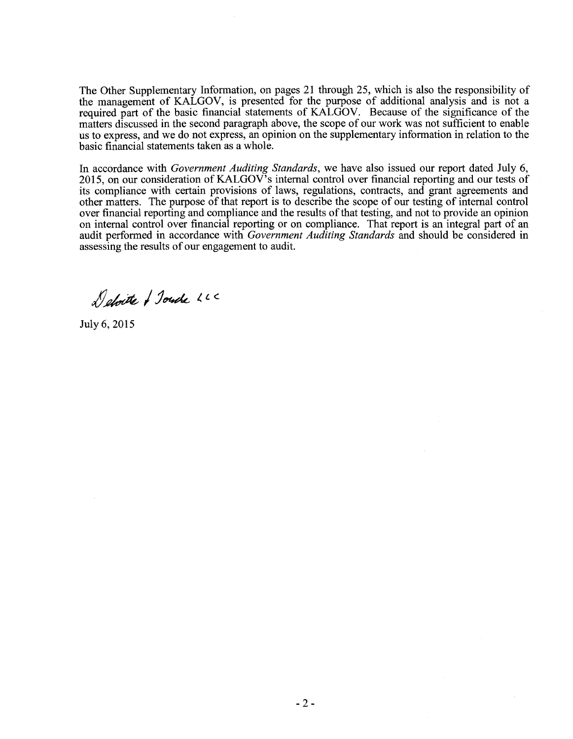The Other Supplementary Information, on pages 21 through 25, which is also the responsibility of the management of KALGOV, is presented for the purpose of additional analysis and is not a required part of the basic financial statements of KALGOV. Because of the significance of the matters discussed in the second paragraph above, the scope of our work was not sufficient to enable us to express, and we do not express, an opinion on the supplementary information in relation to the basic financial statements taken as a whole.

In accordance with *Government Auditing Standards*, we have also issued our report dated July 6, 2015, on our consideration of KALGOV's internal control over financial reporting and our tests of its compliance with certain provisions of laws, regulations, contracts, and grant agreements and other matters. The purpose of that report is to describe the scope of our testing of internal control over financial reporting and compliance and the results of that testing, and not to provide an opinion on internal control over financial reporting or on compliance. That report is an integral part of an audit performed in accordance with *Government Auditing Standards* and should be considered in assessing the results of our engagement to audit.

Deloitte & Touche LLC

July 6, 2015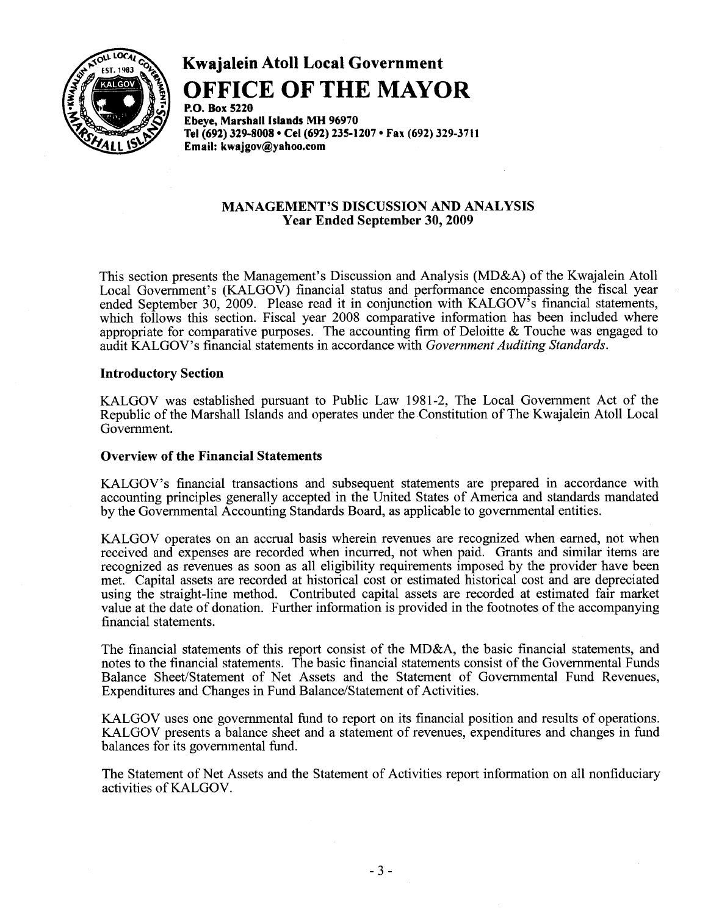# Kwajalein Atoll Local Government

# OFFICE OF THE MAYOR

P.O. Box 5220
Ebeye, Marshall Islands MH 96970
Tel (692) 329-8008 • Cel (692) 235-1207 • Fax (692) 329-3711
Email: kwajgov@yahoo.com

## MANAGEMENT'S DISCUSSION AND ANALYSIS
## Year Ended September 30, 2009

This section presents the Management's Discussion and Analysis (MD&A) of the Kwajalein Atoll Local Government's (KALGOV) financial status and performance encompassing the fiscal year ended September 30, 2009. Please read it in conjunction with KALGOV's financial statements, which follows this section. Fiscal year 2008 comparative information has been included where appropriate for comparative purposes. The accounting firm of Deloitte & Touche was engaged to audit KALGOV's financial statements in accordance with *Government Auditing Standards*.

**Introductory Section**

KALGOV was established pursuant to Public Law 1981-2, The Local Government Act of the Republic of the Marshall Islands and operates under the Constitution of The Kwajalein Atoll Local Government.

**Overview of the Financial Statements**

KALGOV's financial transactions and subsequent statements are prepared in accordance with accounting principles generally accepted in the United States of America and standards mandated by the Governmental Accounting Standards Board, as applicable to governmental entities.

KALGOV operates on an accrual basis wherein revenues are recognized when earned, not when received and expenses are recorded when incurred, not when paid. Grants and similar items are recognized as revenues as soon as all eligibility requirements imposed by the provider have been met. Capital assets are recorded at historical cost or estimated historical cost and are depreciated using the straight-line method. Contributed capital assets are recorded at estimated fair market value at the date of donation. Further information is provided in the footnotes of the accompanying financial statements.

The financial statements of this report consist of the MD&A, the basic financial statements, and notes to the financial statements. The basic financial statements consist of the Governmental Funds Balance Sheet/Statement of Net Assets and the Statement of Governmental Fund Revenues, Expenditures and Changes in Fund Balance/Statement of Activities.

KALGOV uses one governmental fund to report on its financial position and results of operations. KALGOV presents a balance sheet and a statement of revenues, expenditures and changes in fund balances for its governmental fund.

The Statement of Net Assets and the Statement of Activities report information on all nonfiduciary activities of KALGOV.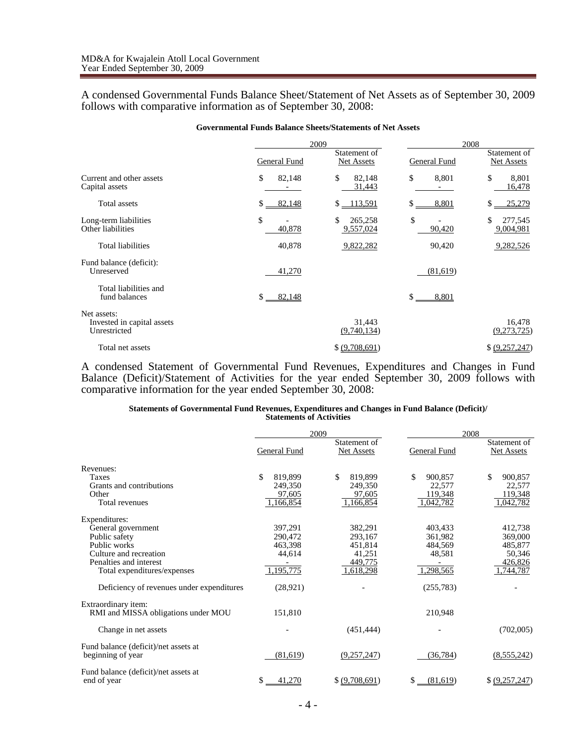A condensed Governmental Funds Balance Sheet/Statement of Net Assets as of September 30, 2009 follows with comparative information as of September 30, 2008:

**Governmental Funds Balance Sheets/Statements of Net Assets**

| | 2009 | | 2008 | |
|---|---|---|---|---|
| | General Fund | Statement of Net Assets | General Fund | Statement of Net Assets |
| Current and other assets | $ 82,148 | $ 82,148 | $ 8,801 | $ 8,801 |
| Capital assets | - | 31,443 | - | 16,478 |
| Total assets | $ 82,148 | $ 113,591 | $ 8,801 | $ 25,279 |
| Long-term liabilities | $ - | $ 265,258 | $ - | $ 277,545 |
| Other liabilities | 40,878 | 9,557,024 | 90,420 | 9,004,981 |
| Total liabilities | 40,878 | 9,822,282 | 90,420 | 9,282,526 |
| Fund balance (deficit): | | | | |
| Unreserved | 41,270 | | (81,619) | |
| Total liabilities and fund balances | $ 82,148 | | $ 8,801 | |
| Net assets: | | | | |
| Invested in capital assets | | 31,443 | | 16,478 |
| Unrestricted | | (9,740,134) | | (9,273,725) |
| Total net assets | | $ (9,708,691) | | $ (9,257,247) |

A condensed Statement of Governmental Fund Revenues, Expenditures and Changes in Fund Balance (Deficit)/Statement of Activities for the year ended September 30, 2009 follows with comparative information for the year ended September 30, 2008:

**Statements of Governmental Fund Revenues, Expenditures and Changes in Fund Balance (Deficit)/ Statements of Activities**

| | 2009 | | 2008 | |
|---|---|---|---|---|
| | General Fund | Statement of Net Assets | General Fund | Statement of Net Assets |
| Revenues: | | | | |
| Taxes | $ 819,899 | $ 819,899 | $ 900,857 | $ 900,857 |
| Grants and contributions | 249,350 | 249,350 | 22,577 | 22,577 |
| Other | 97,605 | 97,605 | 119,348 | 119,348 |
| Total revenues | 1,166,854 | 1,166,854 | 1,042,782 | 1,042,782 |
| Expenditures: | | | | |
| General government | 397,291 | 382,291 | 403,433 | 412,738 |
| Public safety | 290,472 | 293,167 | 361,982 | 369,000 |
| Public works | 463,398 | 451,814 | 484,569 | 485,877 |
| Culture and recreation | 44,614 | 41,251 | 48,581 | 50,346 |
| Penalties and interest | - | 449,775 | - | 426,826 |
| Total expenditures/expenses | 1,195,775 | 1,618,298 | 1,298,565 | 1,744,787 |
| Deficiency of revenues under expenditures | (28,921) | - | (255,783) | - |
| Extraordinary item: | | | | |
| RMI and MISSA obligations under MOU | 151,810 | | 210,948 | |
| Change in net assets | - | (451,444) | - | (702,005) |
| Fund balance (deficit)/net assets at beginning of year | (81,619) | (9,257,247) | (36,784) | (8,555,242) |
| Fund balance (deficit)/net assets at end of year | $ 41,270 | $ (9,708,691) | $ (81,619) | $ (9,257,247) |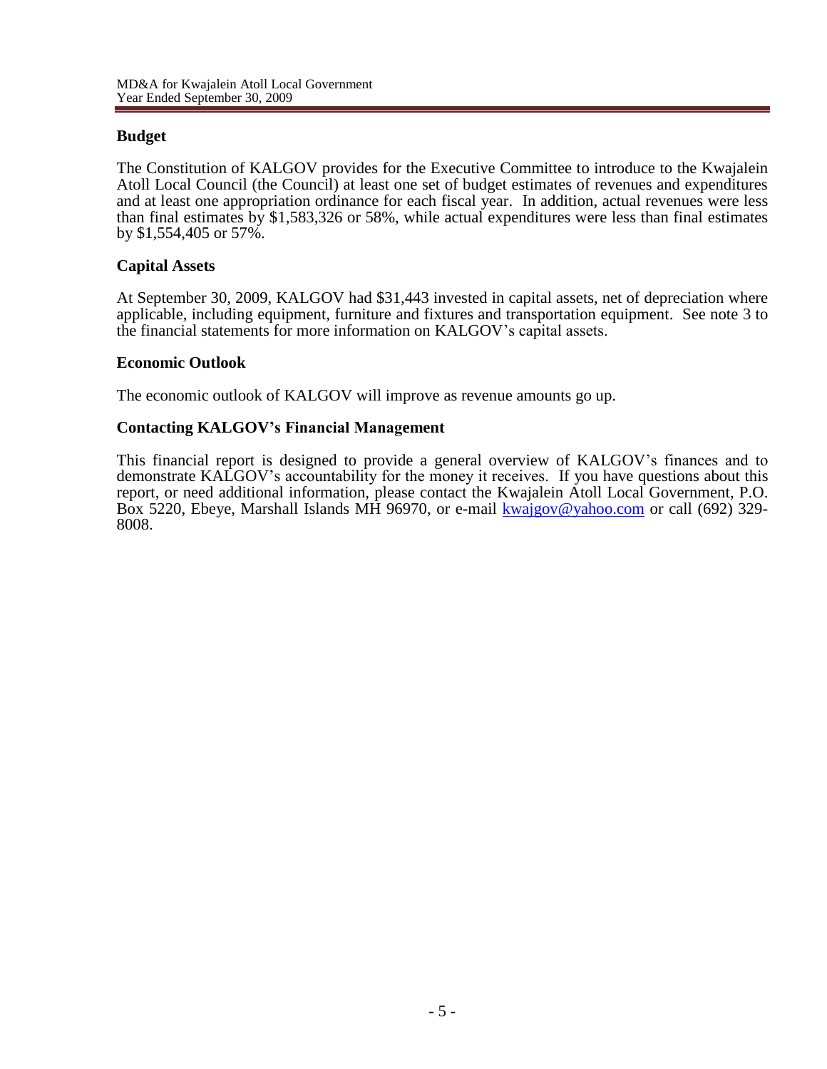## Budget

The Constitution of KALGOV provides for the Executive Committee to introduce to the Kwajalein Atoll Local Council (the Council) at least one set of budget estimates of revenues and expenditures and at least one appropriation ordinance for each fiscal year. In addition, actual revenues were less than final estimates by $1,583,326 or 58%, while actual expenditures were less than final estimates by $1,554,405 or 57%.

## Capital Assets

At September 30, 2009, KALGOV had $31,443 invested in capital assets, net of depreciation where applicable, including equipment, furniture and fixtures and transportation equipment. See note 3 to the financial statements for more information on KALGOV's capital assets.

## Economic Outlook

The economic outlook of KALGOV will improve as revenue amounts go up.

## Contacting KALGOV's Financial Management

This financial report is designed to provide a general overview of KALGOV's finances and to demonstrate KALGOV's accountability for the money it receives. If you have questions about this report, or need additional information, please contact the Kwajalein Atoll Local Government, P.O. Box 5220, Ebeye, Marshall Islands MH 96970, or e-mail [kwajgov@yahoo.com](mailto:kwajgov@yahoo.com) or call (692) 329-8008.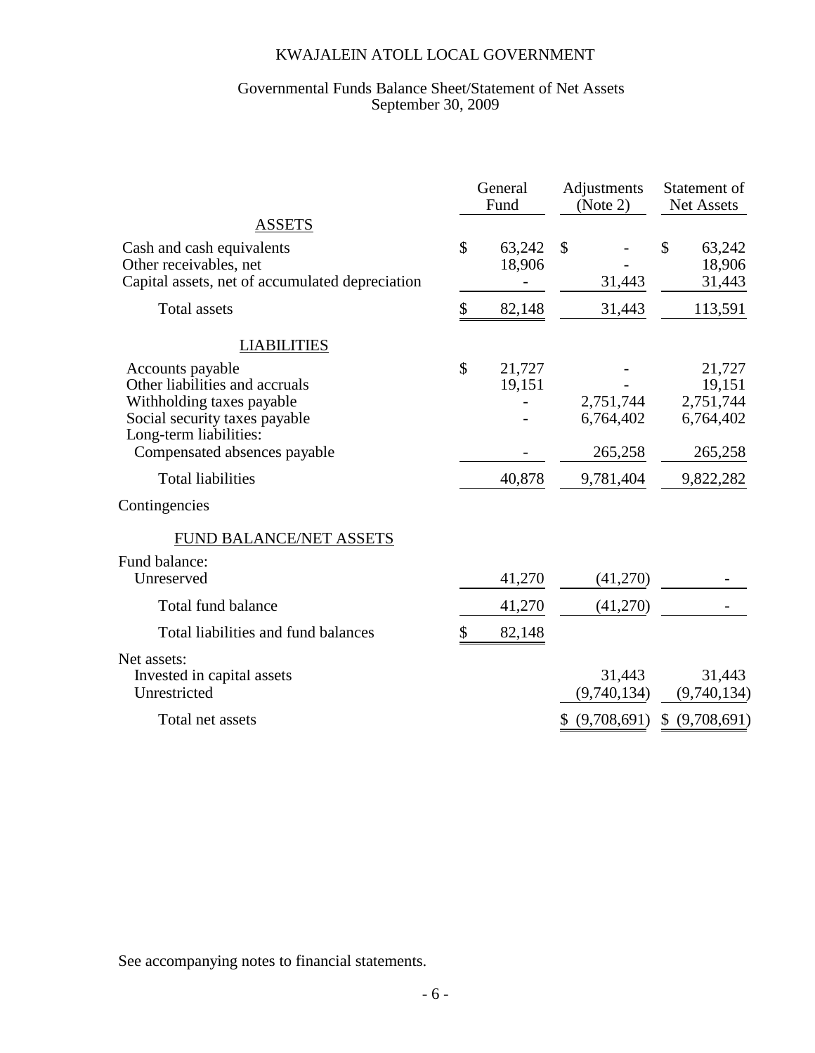# KWAJALEIN ATOLL LOCAL GOVERNMENT

## Governmental Funds Balance Sheet/Statement of Net Assets
September 30, 2009

| | General Fund | Adjustments (Note 2) | Statement of Net Assets |
|---|---|---|---|
| **ASSETS** | | | |
| Cash and cash equivalents | $ 63,242 | $ - | $ 63,242 |
| Other receivables, net | 18,906 | - | 18,906 |
| Capital assets, net of accumulated depreciation | - | 31,443 | 31,443 |
| Total assets | $ 82,148 | 31,443 | 113,591 |
| **LIABILITIES** | | | |
| Accounts payable | $ 21,727 | - | 21,727 |
| Other liabilities and accruals | 19,151 | - | 19,151 |
| Withholding taxes payable | - | 2,751,744 | 2,751,744 |
| Social security taxes payable | - | 6,764,402 | 6,764,402 |
| Long-term liabilities: | | | |
| Compensated absences payable | - | 265,258 | 265,258 |
| Total liabilities | 40,878 | 9,781,404 | 9,822,282 |
| Contingencies | | | |
| **FUND BALANCE/NET ASSETS** | | | |
| Fund balance: | | | |
| Unreserved | 41,270 | (41,270) | - |
| Total fund balance | 41,270 | (41,270) | - |
| Total liabilities and fund balances | $ 82,148 | | |
| Net assets: | | | |
| Invested in capital assets | | 31,443 | 31,443 |
| Unrestricted | | (9,740,134) | (9,740,134) |
| Total net assets | | $ (9,708,691) | $ (9,708,691) |

See accompanying notes to financial statements.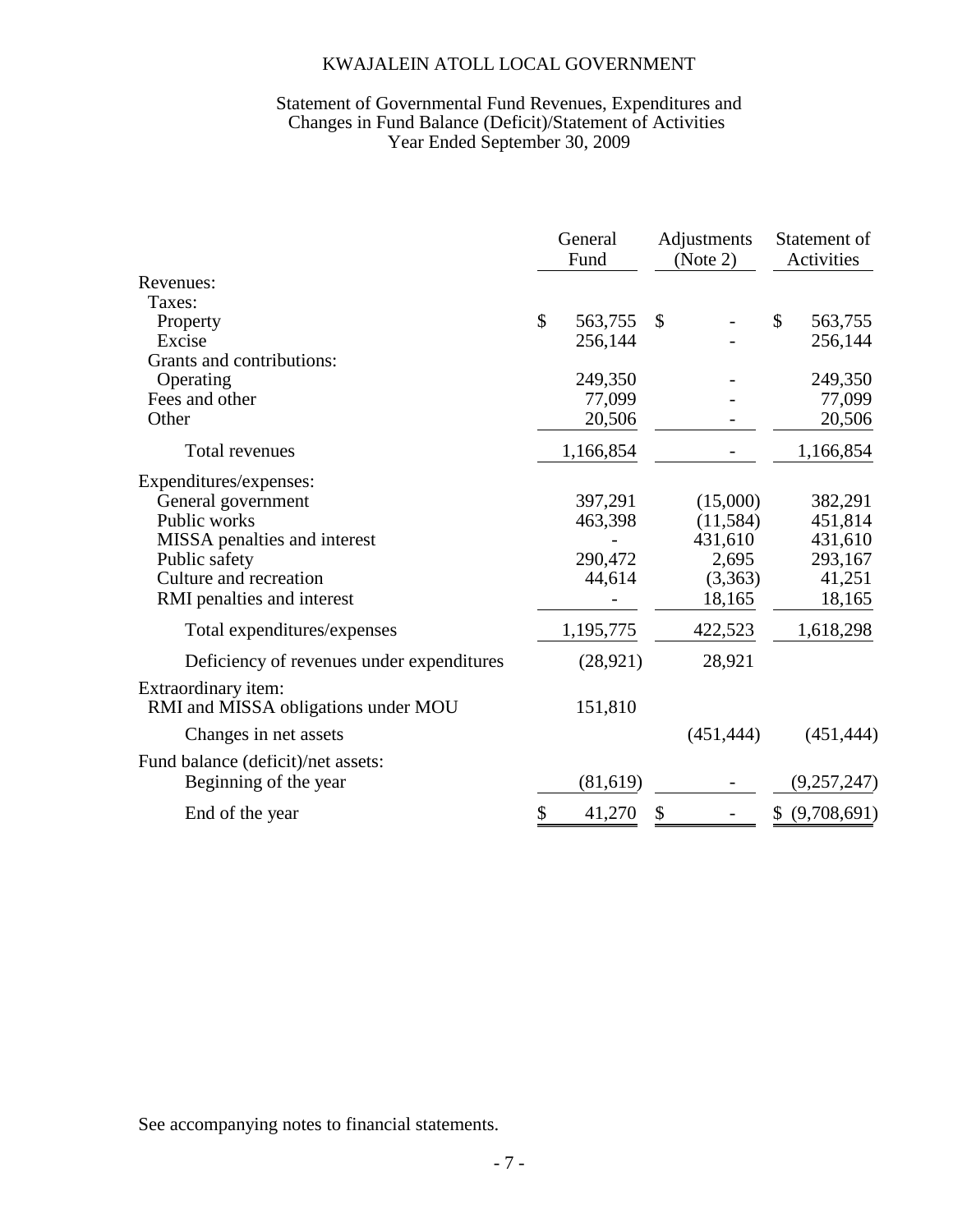# KWAJALEIN ATOLL LOCAL GOVERNMENT

## Statement of Governmental Fund Revenues, Expenditures and Changes in Fund Balance (Deficit)/Statement of Activities
## Year Ended September 30, 2009

| | General Fund | Adjustments (Note 2) | Statement of Activities |
|---|---|---|---|
| Revenues: | | | |
| Taxes: | | | |
| Property | $ 563,755 | $ - | $ 563,755 |
| Excise | 256,144 | - | 256,144 |
| Grants and contributions: | | | |
| Operating | 249,350 | - | 249,350 |
| Fees and other | 77,099 | - | 77,099 |
| Other | 20,506 | - | 20,506 |
| Total revenues | 1,166,854 | - | 1,166,854 |
| Expenditures/expenses: | | | |
| General government | 397,291 | (15,000) | 382,291 |
| Public works | 463,398 | (11,584) | 451,814 |
| MISSA penalties and interest | - | 431,610 | 431,610 |
| Public safety | 290,472 | 2,695 | 293,167 |
| Culture and recreation | 44,614 | (3,363) | 41,251 |
| RMI penalties and interest | - | 18,165 | 18,165 |
| Total expenditures/expenses | 1,195,775 | 422,523 | 1,618,298 |
| Deficiency of revenues under expenditures | (28,921) | 28,921 | |
| Extraordinary item: | | | |
| RMI and MISSA obligations under MOU | 151,810 | | |
| Changes in net assets | | (451,444) | (451,444) |
| Fund balance (deficit)/net assets: | | | |
| Beginning of the year | (81,619) | - | (9,257,247) |
| End of the year | $ 41,270 | $ - | $ (9,708,691) |

See accompanying notes to financial statements.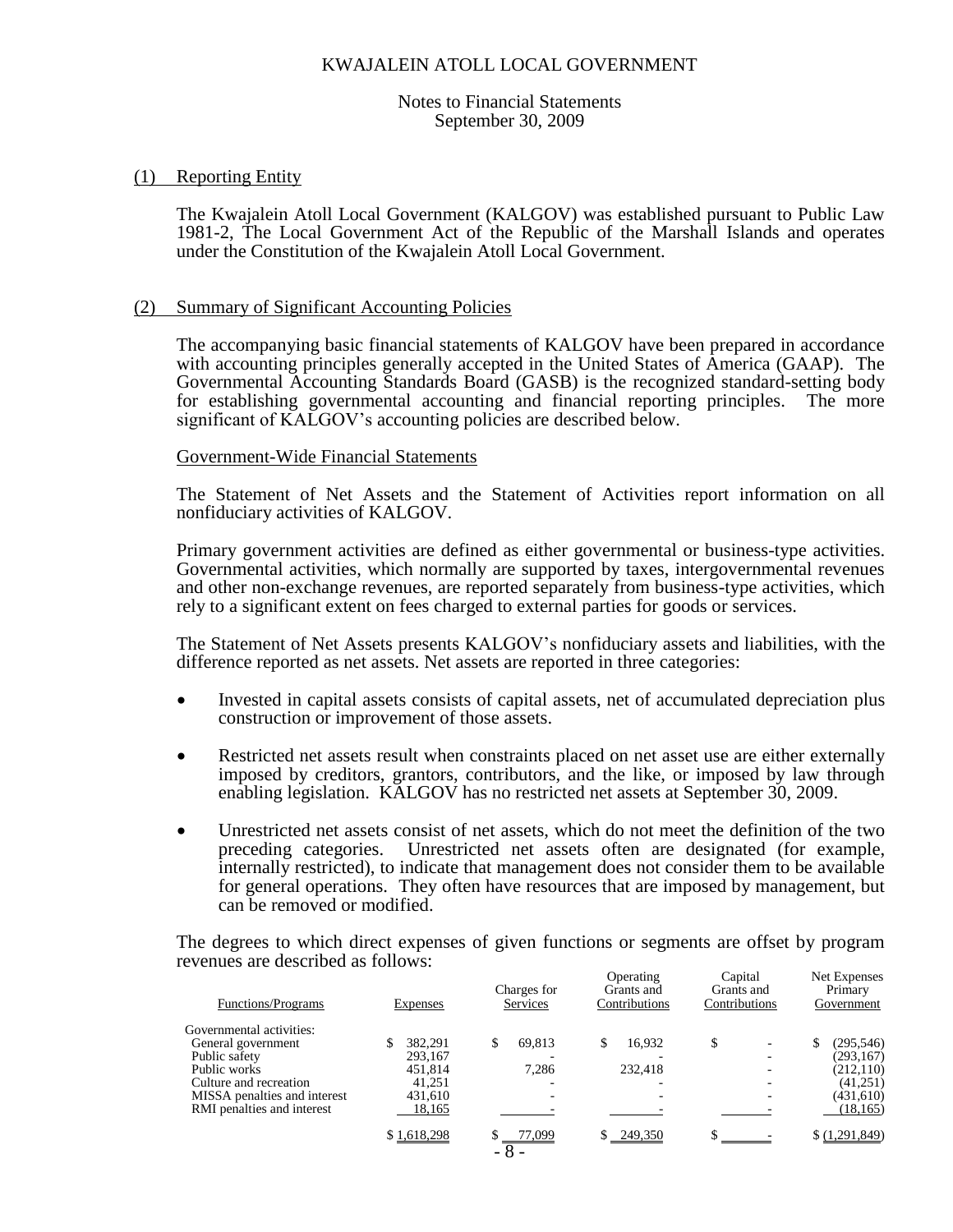KWAJALEIN ATOLL LOCAL GOVERNMENT

Notes to Financial Statements
September 30, 2009

## (1) Reporting Entity

The Kwajalein Atoll Local Government (KALGOV) was established pursuant to Public Law 1981-2, The Local Government Act of the Republic of the Marshall Islands and operates under the Constitution of the Kwajalein Atoll Local Government.

## (2) Summary of Significant Accounting Policies

The accompanying basic financial statements of KALGOV have been prepared in accordance with accounting principles generally accepted in the United States of America (GAAP). The Governmental Accounting Standards Board (GASB) is the recognized standard-setting body for establishing governmental accounting and financial reporting principles. The more significant of KALGOV's accounting policies are described below.

### Government-Wide Financial Statements

The Statement of Net Assets and the Statement of Activities report information on all nonfiduciary activities of KALGOV.

Primary government activities are defined as either governmental or business-type activities. Governmental activities, which normally are supported by taxes, intergovernmental revenues and other non-exchange revenues, are reported separately from business-type activities, which rely to a significant extent on fees charged to external parties for goods or services.

The Statement of Net Assets presents KALGOV's nonfiduciary assets and liabilities, with the difference reported as net assets. Net assets are reported in three categories:

- Invested in capital assets consists of capital assets, net of accumulated depreciation plus construction or improvement of those assets.
- Restricted net assets result when constraints placed on net asset use are either externally imposed by creditors, grantors, contributors, and the like, or imposed by law through enabling legislation. KALGOV has no restricted net assets at September 30, 2009.
- Unrestricted net assets consist of net assets, which do not meet the definition of the two preceding categories. Unrestricted net assets often are designated (for example, internally restricted), to indicate that management does not consider them to be available for general operations. They often have resources that are imposed by management, but can be removed or modified.

The degrees to which direct expenses of given functions or segments are offset by program revenues are described as follows:

| Functions/Programs | Expenses | Charges for Services | Operating Grants and Contributions | Capital Grants and Contributions | Net Expenses Primary Government |
|---|---|---|---|---|---|
| Governmental activities: | | | | | |
| General government | $ 382,291 | $ 69,813 | $ 16,932 | $ - | $ (295,546) |
| Public safety | 293,167 | - | - | - | (293,167) |
| Public works | 451,814 | 7,286 | 232,418 | - | (212,110) |
| Culture and recreation | 41,251 | - | - | - | (41,251) |
| MISSA penalties and interest | 431,610 | - | - | - | (431,610) |
| RMI penalties and interest | 18,165 | - | - | - | (18,165) |
| | $ 1,618,298 | $ 77,099 | $ 249,350 | $ - | $ (1,291,849) |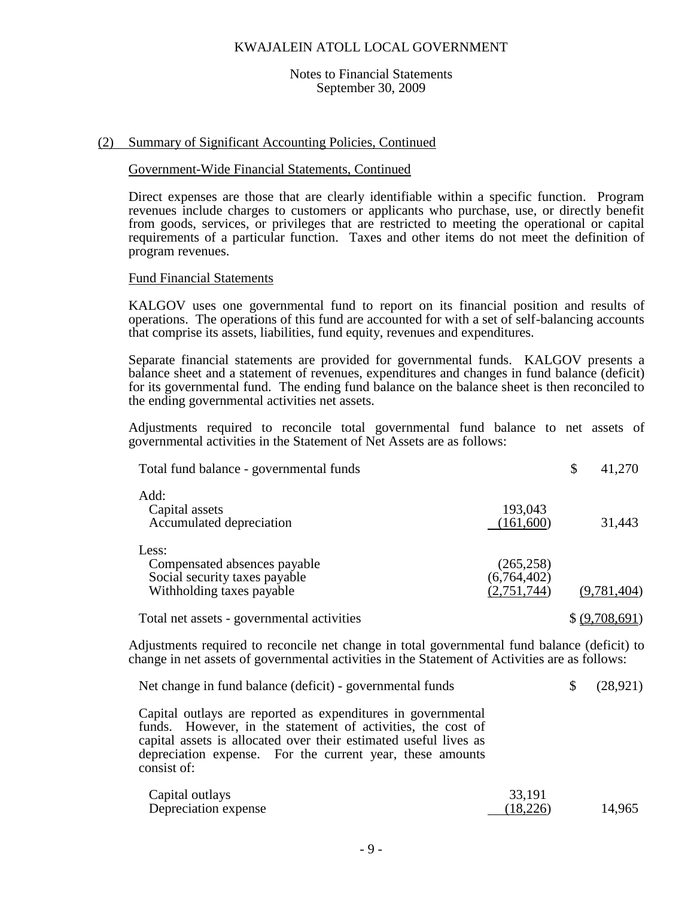## (2) Summary of Significant Accounting Policies, Continued

### Government-Wide Financial Statements, Continued

Direct expenses are those that are clearly identifiable within a specific function. Program revenues include charges to customers or applicants who purchase, use, or directly benefit from goods, services, or privileges that are restricted to meeting the operational or capital requirements of a particular function. Taxes and other items do not meet the definition of program revenues.

### Fund Financial Statements

KALGOV uses one governmental fund to report on its financial position and results of operations. The operations of this fund are accounted for with a set of self-balancing accounts that comprise its assets, liabilities, fund equity, revenues and expenditures.

Separate financial statements are provided for governmental funds. KALGOV presents a balance sheet and a statement of revenues, expenditures and changes in fund balance (deficit) for its governmental fund. The ending fund balance on the balance sheet is then reconciled to the ending governmental activities net assets.

Adjustments required to reconcile total governmental fund balance to net assets of governmental activities in the Statement of Net Assets are as follows:

| | | |
|---|---|---|
| Total fund balance - governmental funds | | $ 41,270 |
| Add: | | |
| Capital assets | 193,043 | |
| Accumulated depreciation | (161,600) | 31,443 |
| Less: | | |
| Compensated absences payable | (265,258) | |
| Social security taxes payable | (6,764,402) | |
| Withholding taxes payable | (2,751,744) | (9,781,404) |
| Total net assets - governmental activities | | $ (9,708,691) |

Adjustments required to reconcile net change in total governmental fund balance (deficit) to change in net assets of governmental activities in the Statement of Activities are as follows:

| | | |
|---|---|---|
| Net change in fund balance (deficit) - governmental funds | | $ (28,921) |
| Capital outlays are reported as expenditures in governmental funds. However, in the statement of activities, the cost of capital assets is allocated over their estimated useful lives as depreciation expense. For the current year, these amounts consist of: | | |
| Capital outlays | 33,191 | |
| Depreciation expense | (18,226) | 14,965 |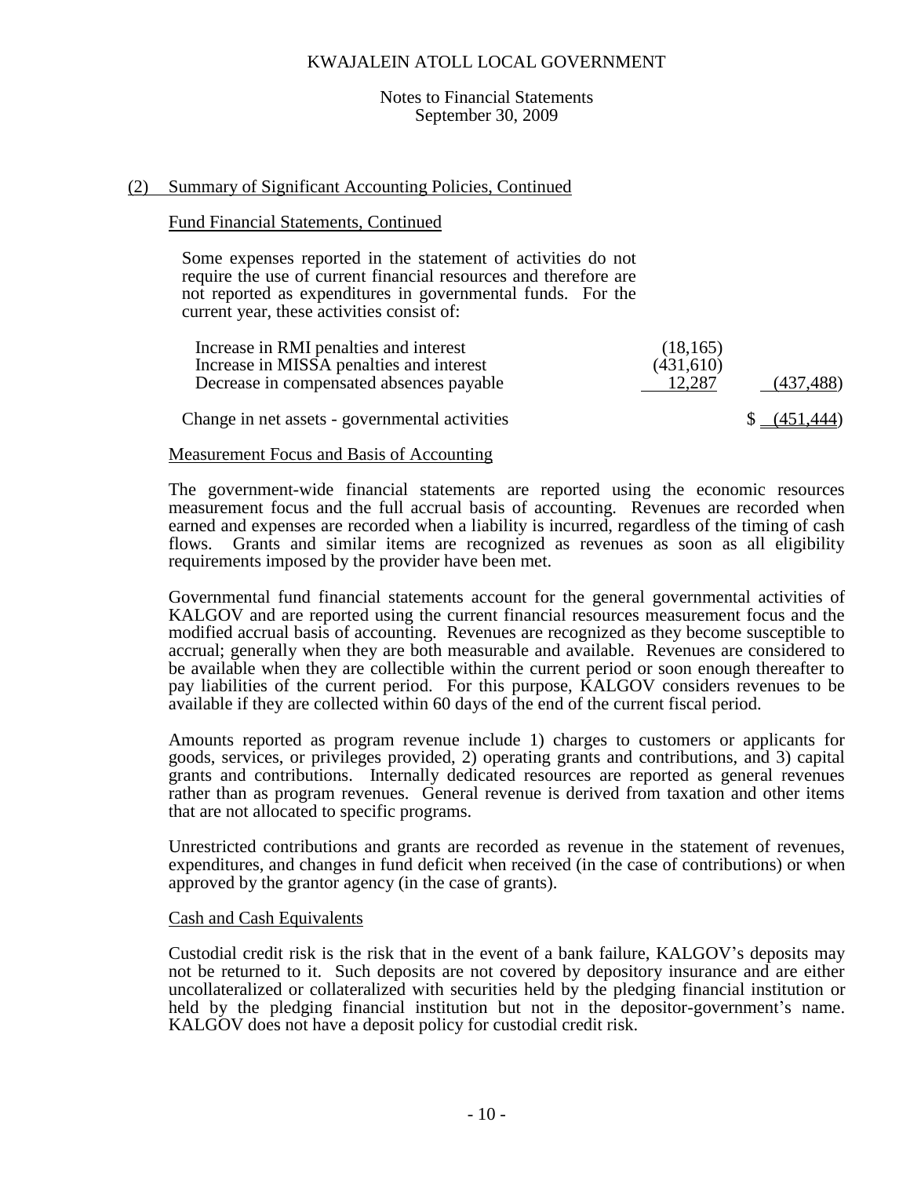KWAJALEIN ATOLL LOCAL GOVERNMENT

Notes to Financial Statements
September 30, 2009

## (2) Summary of Significant Accounting Policies, Continued

### Fund Financial Statements, Continued

Some expenses reported in the statement of activities do not require the use of current financial resources and therefore are not reported as expenditures in governmental funds. For the current year, these activities consist of:

| | | |
|---|---|---|
| Increase in RMI penalties and interest | (18,165) | |
| Increase in MISSA penalties and interest | (431,610) | |
| Decrease in compensated absences payable | 12,287 | (437,488) |
| Change in net assets - governmental activities | | $ (451,444) |

### Measurement Focus and Basis of Accounting

The government-wide financial statements are reported using the economic resources measurement focus and the full accrual basis of accounting. Revenues are recorded when earned and expenses are recorded when a liability is incurred, regardless of the timing of cash flows. Grants and similar items are recognized as revenues as soon as all eligibility requirements imposed by the provider have been met.

Governmental fund financial statements account for the general governmental activities of KALGOV and are reported using the current financial resources measurement focus and the modified accrual basis of accounting. Revenues are recognized as they become susceptible to accrual; generally when they are both measurable and available. Revenues are considered to be available when they are collectible within the current period or soon enough thereafter to pay liabilities of the current period. For this purpose, KALGOV considers revenues to be available if they are collected within 60 days of the end of the current fiscal period.

Amounts reported as program revenue include 1) charges to customers or applicants for goods, services, or privileges provided, 2) operating grants and contributions, and 3) capital grants and contributions. Internally dedicated resources are reported as general revenues rather than as program revenues. General revenue is derived from taxation and other items that are not allocated to specific programs.

Unrestricted contributions and grants are recorded as revenue in the statement of revenues, expenditures, and changes in fund deficit when received (in the case of contributions) or when approved by the grantor agency (in the case of grants).

### Cash and Cash Equivalents

Custodial credit risk is the risk that in the event of a bank failure, KALGOV's deposits may not be returned to it. Such deposits are not covered by depository insurance and are either uncollateralized or collateralized with securities held by the pledging financial institution or held by the pledging financial institution but not in the depositor-government's name. KALGOV does not have a deposit policy for custodial credit risk.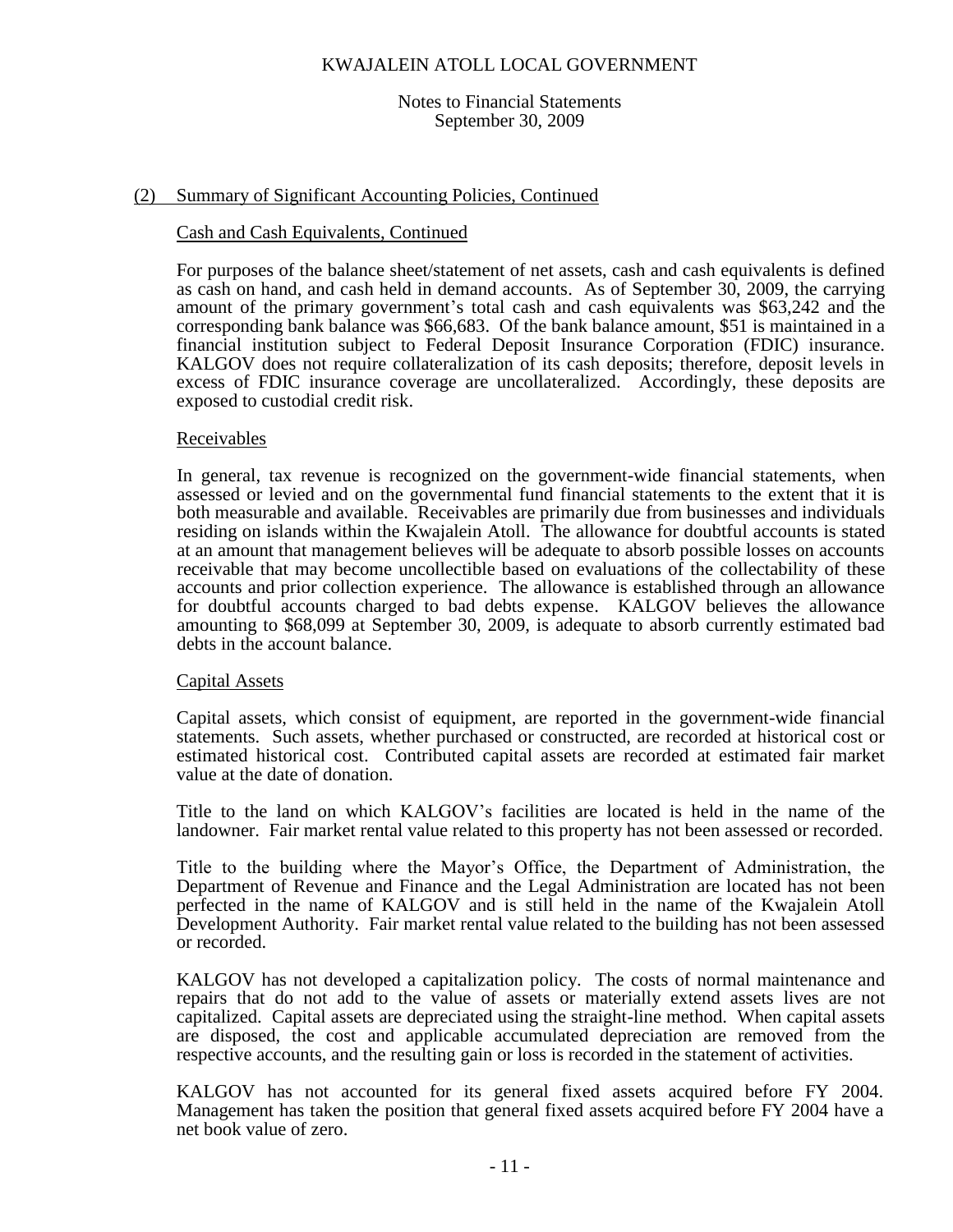## (2) Summary of Significant Accounting Policies, Continued

### Cash and Cash Equivalents, Continued

For purposes of the balance sheet/statement of net assets, cash and cash equivalents is defined as cash on hand, and cash held in demand accounts. As of September 30, 2009, the carrying amount of the primary government's total cash and cash equivalents was $63,242 and the corresponding bank balance was $66,683. Of the bank balance amount, $51 is maintained in a financial institution subject to Federal Deposit Insurance Corporation (FDIC) insurance. KALGOV does not require collateralization of its cash deposits; therefore, deposit levels in excess of FDIC insurance coverage are uncollateralized. Accordingly, these deposits are exposed to custodial credit risk.

### Receivables

In general, tax revenue is recognized on the government-wide financial statements, when assessed or levied and on the governmental fund financial statements to the extent that it is both measurable and available. Receivables are primarily due from businesses and individuals residing on islands within the Kwajalein Atoll. The allowance for doubtful accounts is stated at an amount that management believes will be adequate to absorb possible losses on accounts receivable that may become uncollectible based on evaluations of the collectability of these accounts and prior collection experience. The allowance is established through an allowance for doubtful accounts charged to bad debts expense. KALGOV believes the allowance amounting to $68,099 at September 30, 2009, is adequate to absorb currently estimated bad debts in the account balance.

### Capital Assets

Capital assets, which consist of equipment, are reported in the government-wide financial statements. Such assets, whether purchased or constructed, are recorded at historical cost or estimated historical cost. Contributed capital assets are recorded at estimated fair market value at the date of donation.

Title to the land on which KALGOV's facilities are located is held in the name of the landowner. Fair market rental value related to this property has not been assessed or recorded.

Title to the building where the Mayor's Office, the Department of Administration, the Department of Revenue and Finance and the Legal Administration are located has not been perfected in the name of KALGOV and is still held in the name of the Kwajalein Atoll Development Authority. Fair market rental value related to the building has not been assessed or recorded.

KALGOV has not developed a capitalization policy. The costs of normal maintenance and repairs that do not add to the value of assets or materially extend assets lives are not capitalized. Capital assets are depreciated using the straight-line method. When capital assets are disposed, the cost and applicable accumulated depreciation are removed from the respective accounts, and the resulting gain or loss is recorded in the statement of activities.

KALGOV has not accounted for its general fixed assets acquired before FY 2004. Management has taken the position that general fixed assets acquired before FY 2004 have a net book value of zero.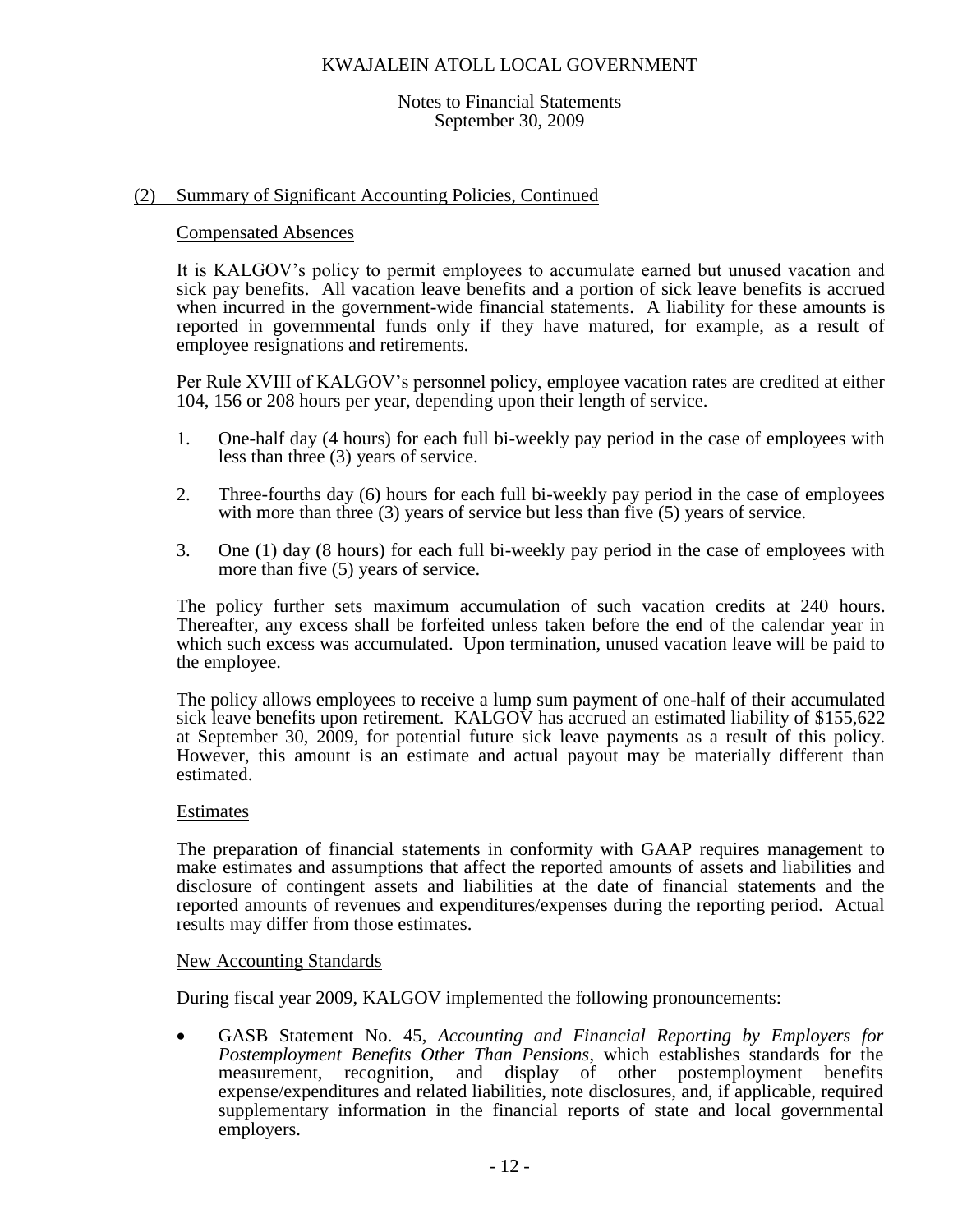## (2) Summary of Significant Accounting Policies, Continued

### Compensated Absences

It is KALGOV's policy to permit employees to accumulate earned but unused vacation and sick pay benefits. All vacation leave benefits and a portion of sick leave benefits is accrued when incurred in the government-wide financial statements. A liability for these amounts is reported in governmental funds only if they have matured, for example, as a result of employee resignations and retirements.

Per Rule XVIII of KALGOV's personnel policy, employee vacation rates are credited at either 104, 156 or 208 hours per year, depending upon their length of service.

1. One-half day (4 hours) for each full bi-weekly pay period in the case of employees with less than three (3) years of service.
2. Three-fourths day (6) hours for each full bi-weekly pay period in the case of employees with more than three (3) years of service but less than five (5) years of service.
3. One (1) day (8 hours) for each full bi-weekly pay period in the case of employees with more than five (5) years of service.

The policy further sets maximum accumulation of such vacation credits at 240 hours. Thereafter, any excess shall be forfeited unless taken before the end of the calendar year in which such excess was accumulated. Upon termination, unused vacation leave will be paid to the employee.

The policy allows employees to receive a lump sum payment of one-half of their accumulated sick leave benefits upon retirement. KALGOV has accrued an estimated liability of $155,622 at September 30, 2009, for potential future sick leave payments as a result of this policy. However, this amount is an estimate and actual payout may be materially different than estimated.

### Estimates

The preparation of financial statements in conformity with GAAP requires management to make estimates and assumptions that affect the reported amounts of assets and liabilities and disclosure of contingent assets and liabilities at the date of financial statements and the reported amounts of revenues and expenditures/expenses during the reporting period. Actual results may differ from those estimates.

### New Accounting Standards

During fiscal year 2009, KALGOV implemented the following pronouncements:

- GASB Statement No. 45, *Accounting and Financial Reporting by Employers for Postemployment Benefits Other Than Pensions*, which establishes standards for the measurement, recognition, and display of other postemployment benefits expense/expenditures and related liabilities, note disclosures, and, if applicable, required supplementary information in the financial reports of state and local governmental employers.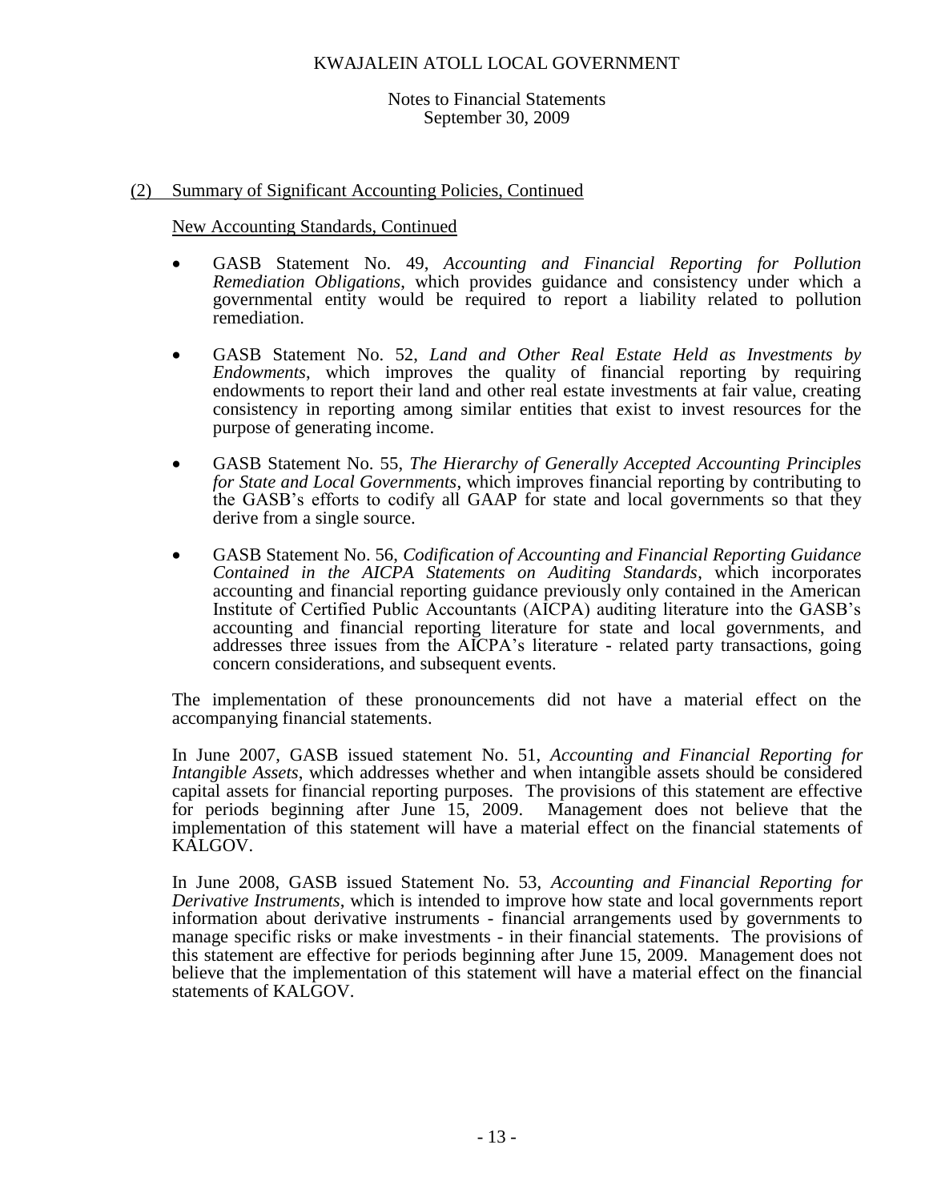## (2) Summary of Significant Accounting Policies, Continued

New Accounting Standards, Continued

- GASB Statement No. 49, *Accounting and Financial Reporting for Pollution Remediation Obligations*, which provides guidance and consistency under which a governmental entity would be required to report a liability related to pollution remediation.

- GASB Statement No. 52, *Land and Other Real Estate Held as Investments by Endowments*, which improves the quality of financial reporting by requiring endowments to report their land and other real estate investments at fair value, creating consistency in reporting among similar entities that exist to invest resources for the purpose of generating income.

- GASB Statement No. 55, *The Hierarchy of Generally Accepted Accounting Principles for State and Local Governments*, which improves financial reporting by contributing to the GASB's efforts to codify all GAAP for state and local governments so that they derive from a single source.

- GASB Statement No. 56, *Codification of Accounting and Financial Reporting Guidance Contained in the AICPA Statements on Auditing Standards*, which incorporates accounting and financial reporting guidance previously only contained in the American Institute of Certified Public Accountants (AICPA) auditing literature into the GASB's accounting and financial reporting literature for state and local governments, and addresses three issues from the AICPA's literature - related party transactions, going concern considerations, and subsequent events.

The implementation of these pronouncements did not have a material effect on the accompanying financial statements.

In June 2007, GASB issued statement No. 51, *Accounting and Financial Reporting for Intangible Assets*, which addresses whether and when intangible assets should be considered capital assets for financial reporting purposes. The provisions of this statement are effective for periods beginning after June 15, 2009. Management does not believe that the implementation of this statement will have a material effect on the financial statements of KALGOV.

In June 2008, GASB issued Statement No. 53, *Accounting and Financial Reporting for Derivative Instruments*, which is intended to improve how state and local governments report information about derivative instruments - financial arrangements used by governments to manage specific risks or make investments - in their financial statements. The provisions of this statement are effective for periods beginning after June 15, 2009. Management does not believe that the implementation of this statement will have a material effect on the financial statements of KALGOV.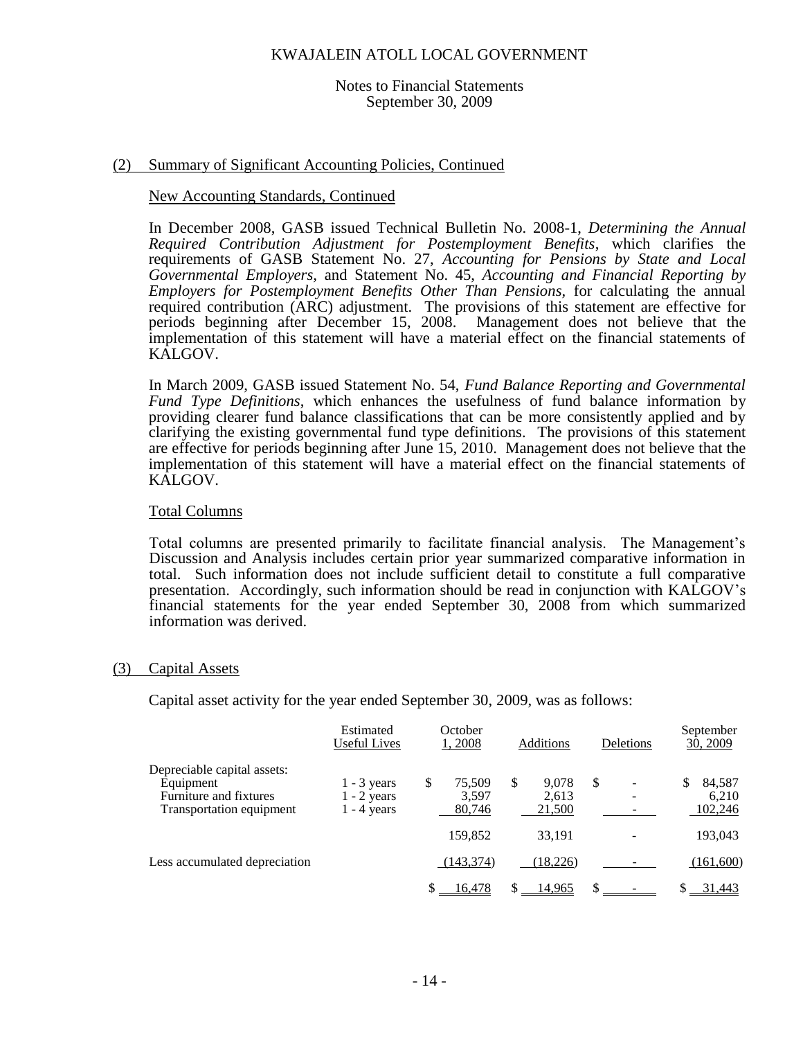## (2) Summary of Significant Accounting Policies, Continued

### New Accounting Standards, Continued

In December 2008, GASB issued Technical Bulletin No. 2008-1, *Determining the Annual Required Contribution Adjustment for Postemployment Benefits*, which clarifies the requirements of GASB Statement No. 27, *Accounting for Pensions by State and Local Governmental Employers*, and Statement No. 45, *Accounting and Financial Reporting by Employers for Postemployment Benefits Other Than Pensions*, for calculating the annual required contribution (ARC) adjustment. The provisions of this statement are effective for periods beginning after December 15, 2008. Management does not believe that the implementation of this statement will have a material effect on the financial statements of KALGOV.

In March 2009, GASB issued Statement No. 54, *Fund Balance Reporting and Governmental Fund Type Definitions*, which enhances the usefulness of fund balance information by providing clearer fund balance classifications that can be more consistently applied and by clarifying the existing governmental fund type definitions. The provisions of this statement are effective for periods beginning after June 15, 2010. Management does not believe that the implementation of this statement will have a material effect on the financial statements of KALGOV.

### Total Columns

Total columns are presented primarily to facilitate financial analysis. The Management's Discussion and Analysis includes certain prior year summarized comparative information in total. Such information does not include sufficient detail to constitute a full comparative presentation. Accordingly, such information should be read in conjunction with KALGOV's financial statements for the year ended September 30, 2008 from which summarized information was derived.

## (3) Capital Assets

Capital asset activity for the year ended September 30, 2009, was as follows:

| | Estimated Useful Lives | October 1, 2008 | Additions | Deletions | September 30, 2009 |
|---|---|---|---|---|---|
| Depreciable capital assets: | | | | | |
| Equipment | 1 - 3 years | $ 75,509 | $ 9,078 | $ - | $ 84,587 |
| Furniture and fixtures | 1 - 2 years | 3,597 | 2,613 | - | 6,210 |
| Transportation equipment | 1 - 4 years | 80,746 | 21,500 | - | 102,246 |
| | | 159,852 | 33,191 | - | 193,043 |
| Less accumulated depreciation | | (143,374) | (18,226) | - | (161,600) |
| | | $ 16,478 | $ 14,965 | $ - | $ 31,443 |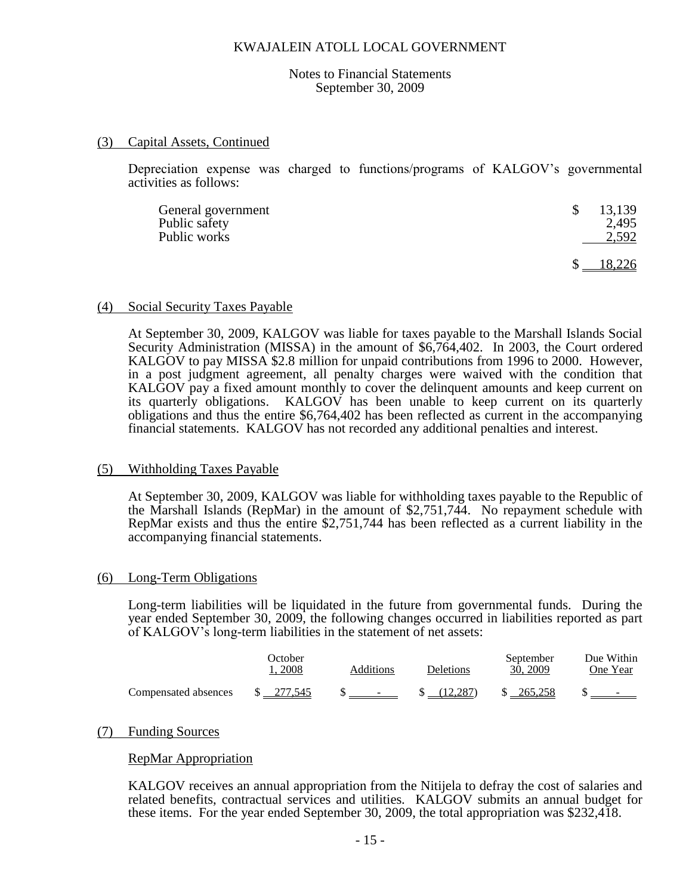KWAJALEIN ATOLL LOCAL GOVERNMENT

Notes to Financial Statements
September 30, 2009

## (3) Capital Assets, Continued

Depreciation expense was charged to functions/programs of KALGOV's governmental activities as follows:

| | |
|---|---|
| General government | $ 13,139 |
| Public safety | 2,495 |
| Public works | 2,592 |
| | $ 18,226 |

## (4) Social Security Taxes Payable

At September 30, 2009, KALGOV was liable for taxes payable to the Marshall Islands Social Security Administration (MISSA) in the amount of $6,764,402. In 2003, the Court ordered KALGOV to pay MISSA $2.8 million for unpaid contributions from 1996 to 2000. However, in a post judgment agreement, all penalty charges were waived with the condition that KALGOV pay a fixed amount monthly to cover the delinquent amounts and keep current on its quarterly obligations. KALGOV has been unable to keep current on its quarterly obligations and thus the entire $6,764,402 has been reflected as current in the accompanying financial statements. KALGOV has not recorded any additional penalties and interest.

## (5) Withholding Taxes Payable

At September 30, 2009, KALGOV was liable for withholding taxes payable to the Republic of the Marshall Islands (RepMar) in the amount of $2,751,744. No repayment schedule with RepMar exists and thus the entire $2,751,744 has been reflected as a current liability in the accompanying financial statements.

## (6) Long-Term Obligations

Long-term liabilities will be liquidated in the future from governmental funds. During the year ended September 30, 2009, the following changes occurred in liabilities reported as part of KALGOV's long-term liabilities in the statement of net assets:

| | October 1, 2008 | Additions | Deletions | September 30, 2009 | Due Within One Year |
|---|---|---|---|---|---|
| Compensated absences | $ 277,545 | $ - | $ (12,287) | $ 265,258 | $ - |

## (7) Funding Sources

### RepMar Appropriation

KALGOV receives an annual appropriation from the Nitijela to defray the cost of salaries and related benefits, contractual services and utilities. KALGOV submits an annual budget for these items. For the year ended September 30, 2009, the total appropriation was $232,418.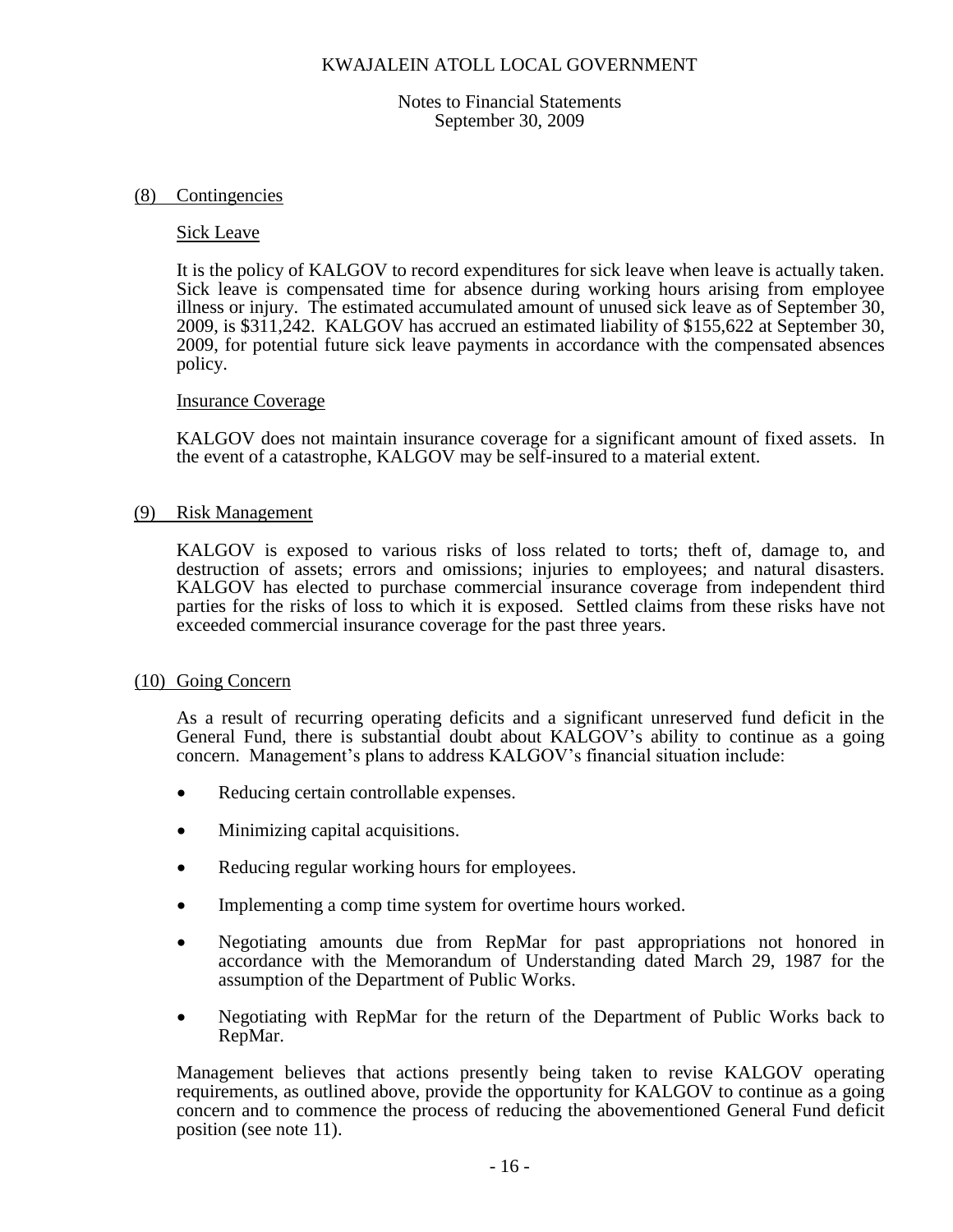## (8) Contingencies

### Sick Leave

It is the policy of KALGOV to record expenditures for sick leave when leave is actually taken. Sick leave is compensated time for absence during working hours arising from employee illness or injury. The estimated accumulated amount of unused sick leave as of September 30, 2009, is $311,242. KALGOV has accrued an estimated liability of $155,622 at September 30, 2009, for potential future sick leave payments in accordance with the compensated absences policy.

### Insurance Coverage

KALGOV does not maintain insurance coverage for a significant amount of fixed assets. In the event of a catastrophe, KALGOV may be self-insured to a material extent.

## (9) Risk Management

KALGOV is exposed to various risks of loss related to torts; theft of, damage to, and destruction of assets; errors and omissions; injuries to employees; and natural disasters. KALGOV has elected to purchase commercial insurance coverage from independent third parties for the risks of loss to which it is exposed. Settled claims from these risks have not exceeded commercial insurance coverage for the past three years.

## (10) Going Concern

As a result of recurring operating deficits and a significant unreserved fund deficit in the General Fund, there is substantial doubt about KALGOV's ability to continue as a going concern. Management's plans to address KALGOV's financial situation include:

- Reducing certain controllable expenses.
- Minimizing capital acquisitions.
- Reducing regular working hours for employees.
- Implementing a comp time system for overtime hours worked.
- Negotiating amounts due from RepMar for past appropriations not honored in accordance with the Memorandum of Understanding dated March 29, 1987 for the assumption of the Department of Public Works.
- Negotiating with RepMar for the return of the Department of Public Works back to RepMar.

Management believes that actions presently being taken to revise KALGOV operating requirements, as outlined above, provide the opportunity for KALGOV to continue as a going concern and to commence the process of reducing the abovementioned General Fund deficit position (see note 11).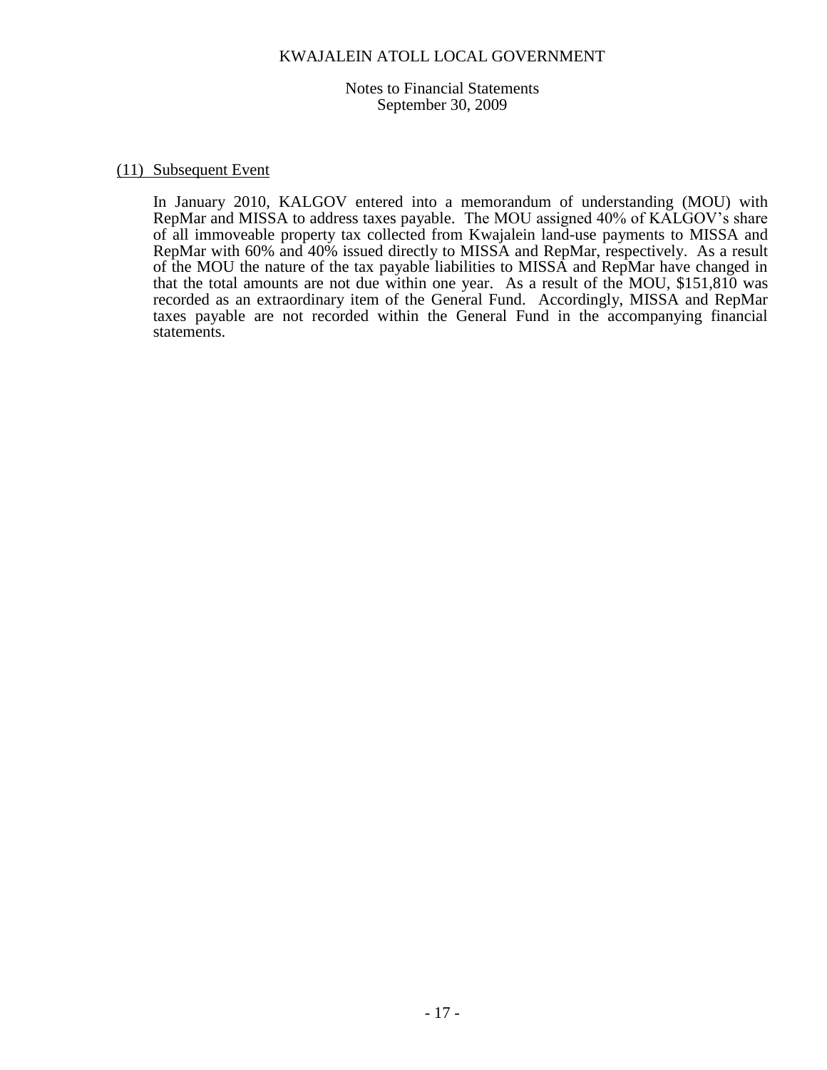## (11) Subsequent Event

In January 2010, KALGOV entered into a memorandum of understanding (MOU) with RepMar and MISSA to address taxes payable. The MOU assigned 40% of KALGOV's share of all immoveable property tax collected from Kwajalein land-use payments to MISSA and RepMar with 60% and 40% issued directly to MISSA and RepMar, respectively. As a result of the MOU the nature of the tax payable liabilities to MISSA and RepMar have changed in that the total amounts are not due within one year. As a result of the MOU, $151,810 was recorded as an extraordinary item of the General Fund. Accordingly, MISSA and RepMar taxes payable are not recorded within the General Fund in the accompanying financial statements.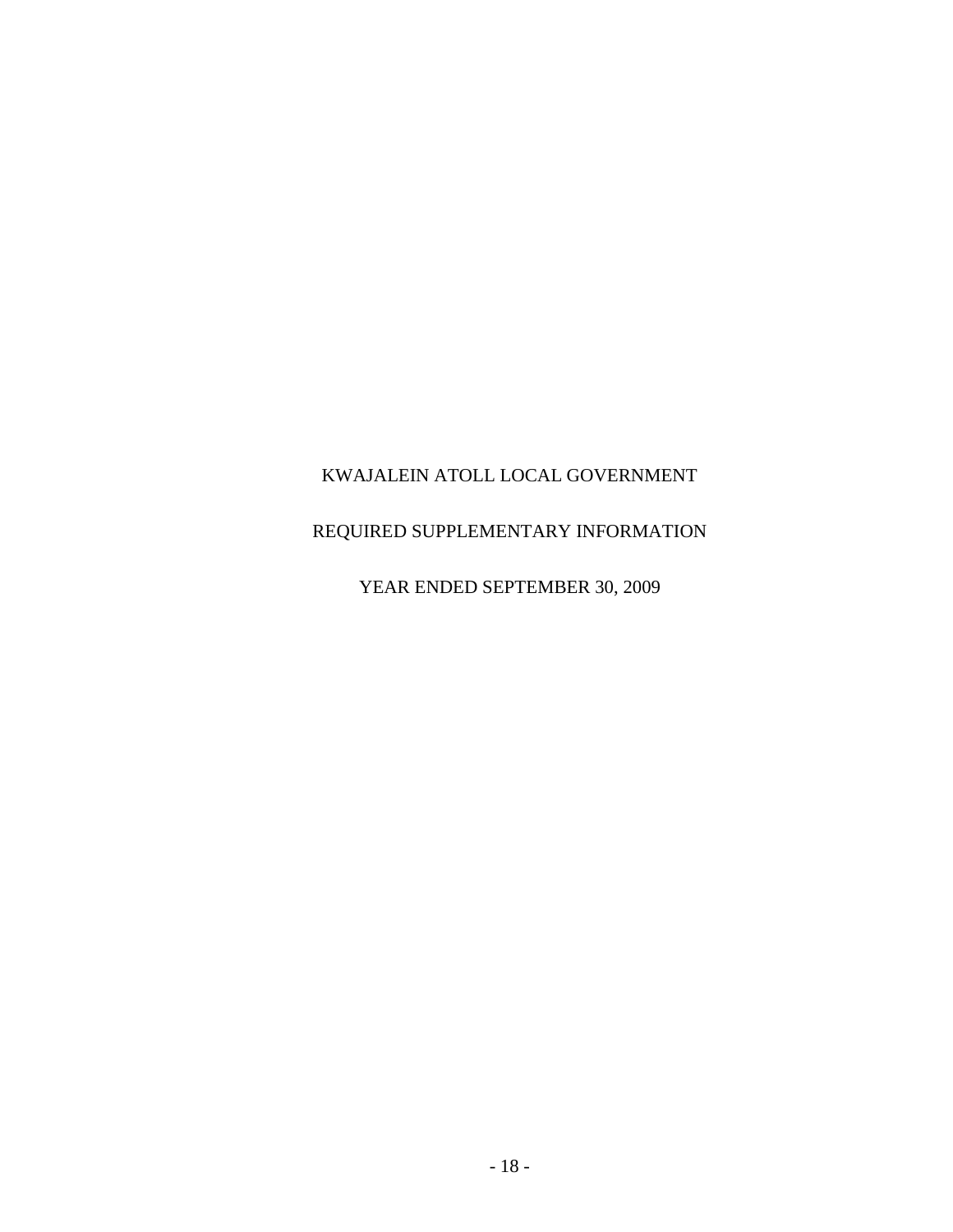KWAJALEIN ATOLL LOCAL GOVERNMENT

REQUIRED SUPPLEMENTARY INFORMATION

YEAR ENDED SEPTEMBER 30, 2009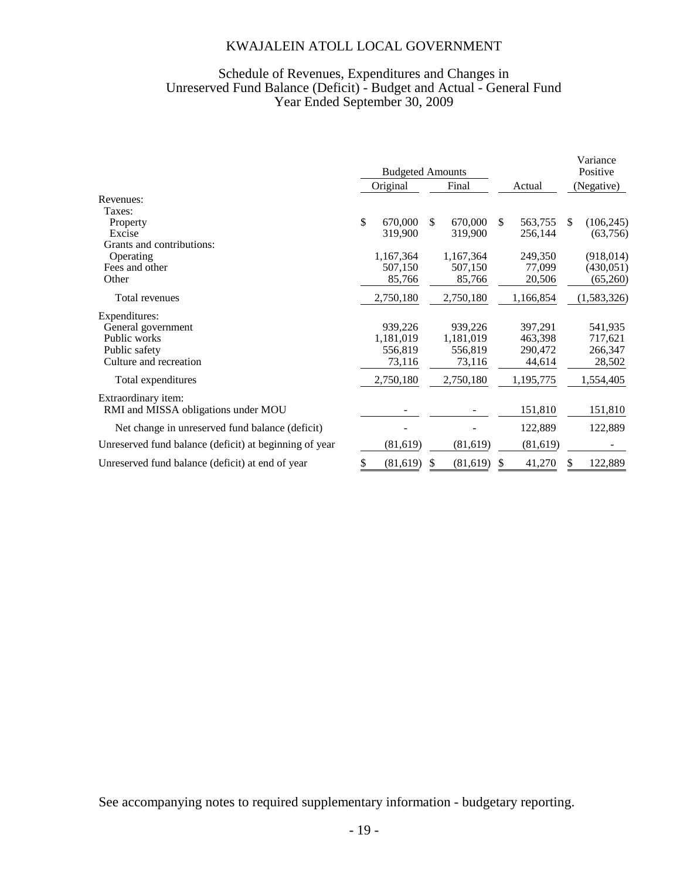# KWAJALEIN ATOLL LOCAL GOVERNMENT

## Schedule of Revenues, Expenditures and Changes in Unreserved Fund Balance (Deficit) - Budget and Actual - General Fund Year Ended September 30, 2009

| | Budgeted Amounts | | | Variance Positive |
|---|---|---|---|---|
| | Original | Final | Actual | (Negative) |
| Revenues: | | | | |
| Taxes: | | | | |
| Property | $ 670,000 | $ 670,000 | $ 563,755 | $ (106,245) |
| Excise | 319,900 | 319,900 | 256,144 | (63,756) |
| Grants and contributions: | | | | |
| Operating | 1,167,364 | 1,167,364 | 249,350 | (918,014) |
| Fees and other | 507,150 | 507,150 | 77,099 | (430,051) |
| Other | 85,766 | 85,766 | 20,506 | (65,260) |
| Total revenues | 2,750,180 | 2,750,180 | 1,166,854 | (1,583,326) |
| Expenditures: | | | | |
| General government | 939,226 | 939,226 | 397,291 | 541,935 |
| Public works | 1,181,019 | 1,181,019 | 463,398 | 717,621 |
| Public safety | 556,819 | 556,819 | 290,472 | 266,347 |
| Culture and recreation | 73,116 | 73,116 | 44,614 | 28,502 |
| Total expenditures | 2,750,180 | 2,750,180 | 1,195,775 | 1,554,405 |
| Extraordinary item: | | | | |
| RMI and MISSA obligations under MOU | - | - | 151,810 | 151,810 |
| Net change in unreserved fund balance (deficit) | - | - | 122,889 | 122,889 |
| Unreserved fund balance (deficit) at beginning of year | (81,619) | (81,619) | (81,619) | - |
| Unreserved fund balance (deficit) at end of year | $ (81,619) | $ (81,619) | $ 41,270 | $ 122,889 |

See accompanying notes to required supplementary information - budgetary reporting.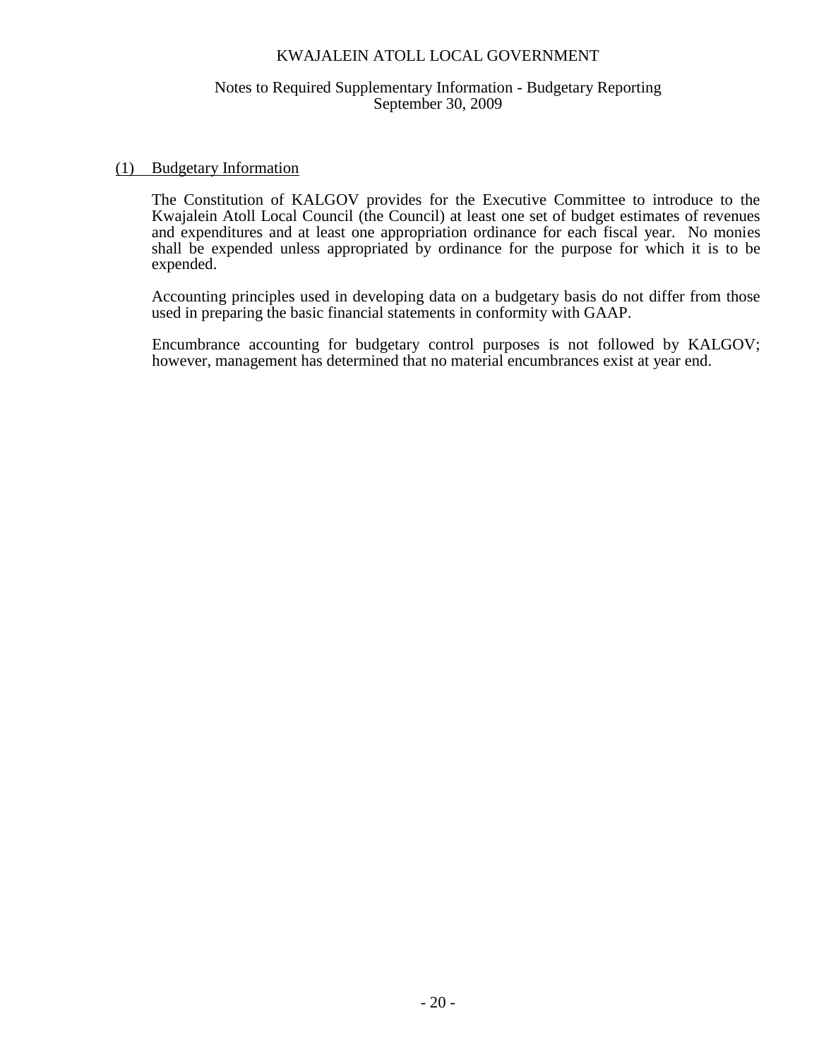# KWAJALEIN ATOLL LOCAL GOVERNMENT

## Notes to Required Supplementary Information - Budgetary Reporting
## September 30, 2009

### (1) Budgetary Information

The Constitution of KALGOV provides for the Executive Committee to introduce to the Kwajalein Atoll Local Council (the Council) at least one set of budget estimates of revenues and expenditures and at least one appropriation ordinance for each fiscal year. No monies shall be expended unless appropriated by ordinance for the purpose for which it is to be expended.

Accounting principles used in developing data on a budgetary basis do not differ from those used in preparing the basic financial statements in conformity with GAAP.

Encumbrance accounting for budgetary control purposes is not followed by KALGOV; however, management has determined that no material encumbrances exist at year end.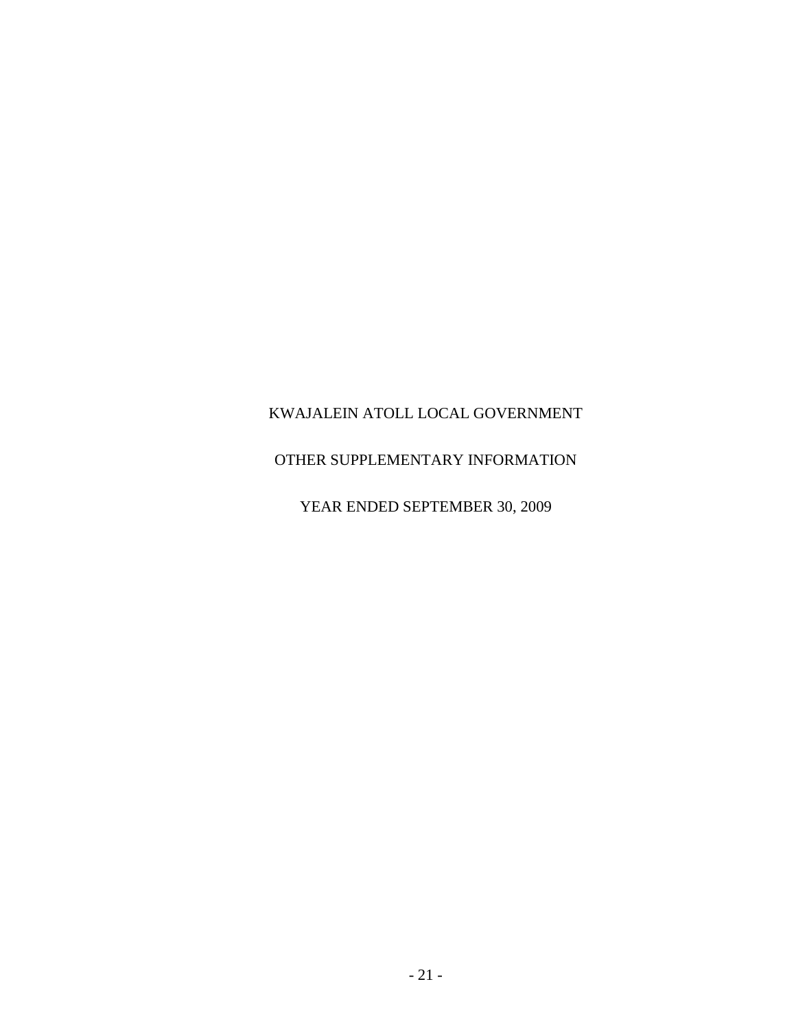KWAJALEIN ATOLL LOCAL GOVERNMENT

OTHER SUPPLEMENTARY INFORMATION

YEAR ENDED SEPTEMBER 30, 2009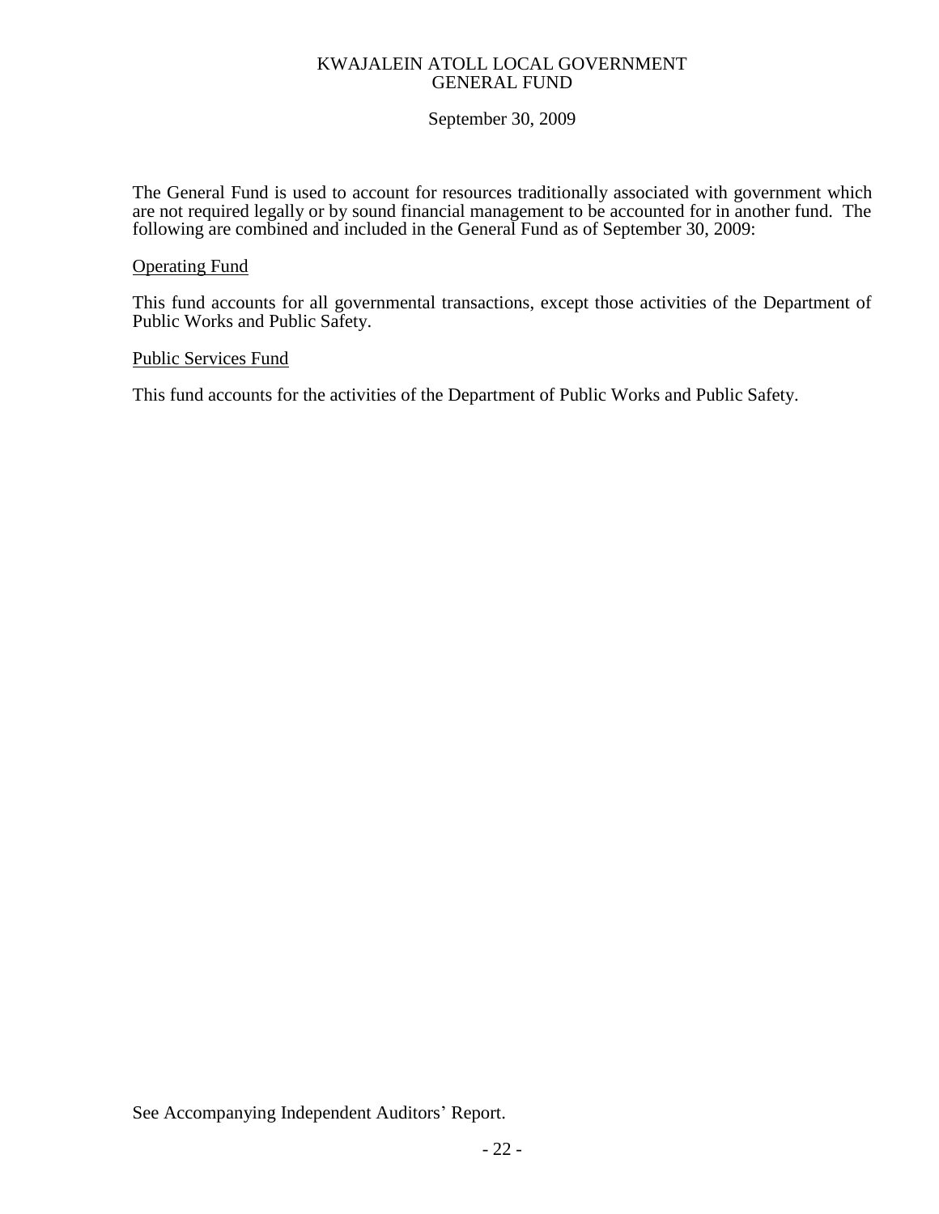KWAJALEIN ATOLL LOCAL GOVERNMENT
GENERAL FUND

September 30, 2009

The General Fund is used to account for resources traditionally associated with government which are not required legally or by sound financial management to be accounted for in another fund. The following are combined and included in the General Fund as of September 30, 2009:

Operating Fund

This fund accounts for all governmental transactions, except those activities of the Department of Public Works and Public Safety.

Public Services Fund

This fund accounts for the activities of the Department of Public Works and Public Safety.

See Accompanying Independent Auditors' Report.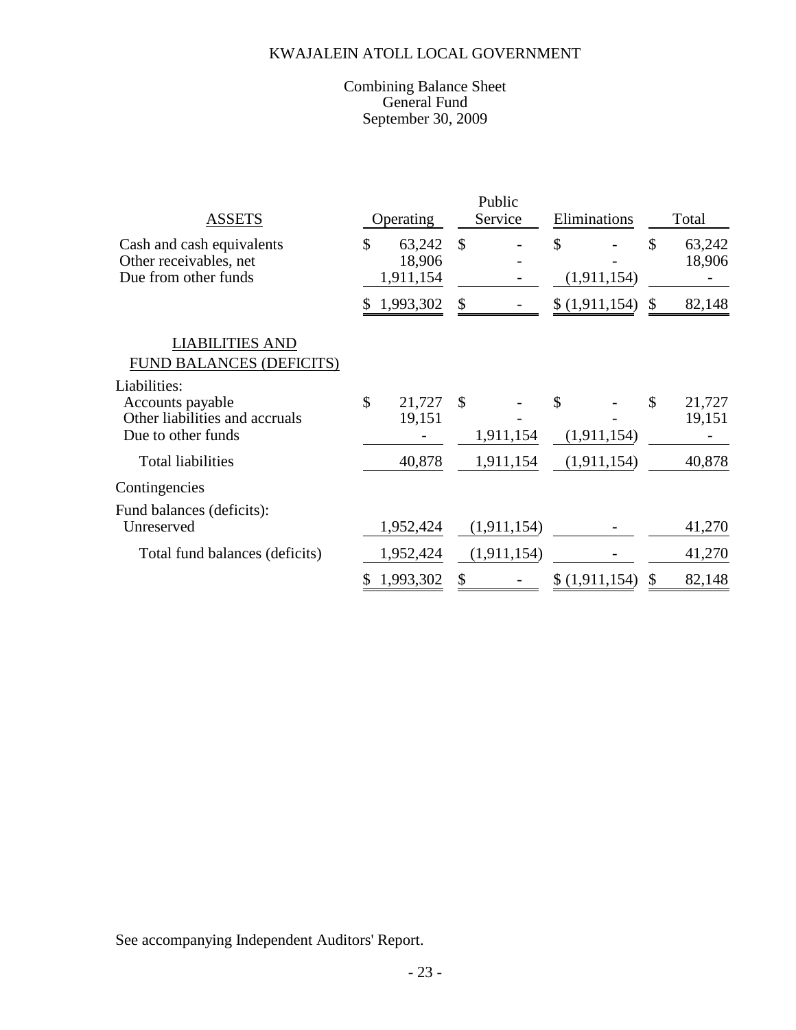# KWAJALEIN ATOLL LOCAL GOVERNMENT

## Combining Balance Sheet
## General Fund
## September 30, 2009

| ASSETS | Operating | Public Service | Eliminations | Total |
|---|---|---|---|---|
| Cash and cash equivalents | $ 63,242 | $ - | $ - | $ 63,242 |
| Other receivables, net | 18,906 | - | - | 18,906 |
| Due from other funds | 1,911,154 | - | (1,911,154) | - |
| | $ 1,993,302 | $ - | $ (1,911,154) | $ 82,148 |
| **LIABILITIES AND FUND BALANCES (DEFICITS)** | | | | |
| Liabilities: | | | | |
| Accounts payable | $ 21,727 | $ - | $ - | $ 21,727 |
| Other liabilities and accruals | 19,151 | - | - | 19,151 |
| Due to other funds | - | 1,911,154 | (1,911,154) | - |
| Total liabilities | 40,878 | 1,911,154 | (1,911,154) | 40,878 |
| Contingencies | | | | |
| Fund balances (deficits): | | | | |
| Unreserved | 1,952,424 | (1,911,154) | - | 41,270 |
| Total fund balances (deficits) | 1,952,424 | (1,911,154) | - | 41,270 |
| | $ 1,993,302 | $ - | $ (1,911,154) | $ 82,148 |

See accompanying Independent Auditors' Report.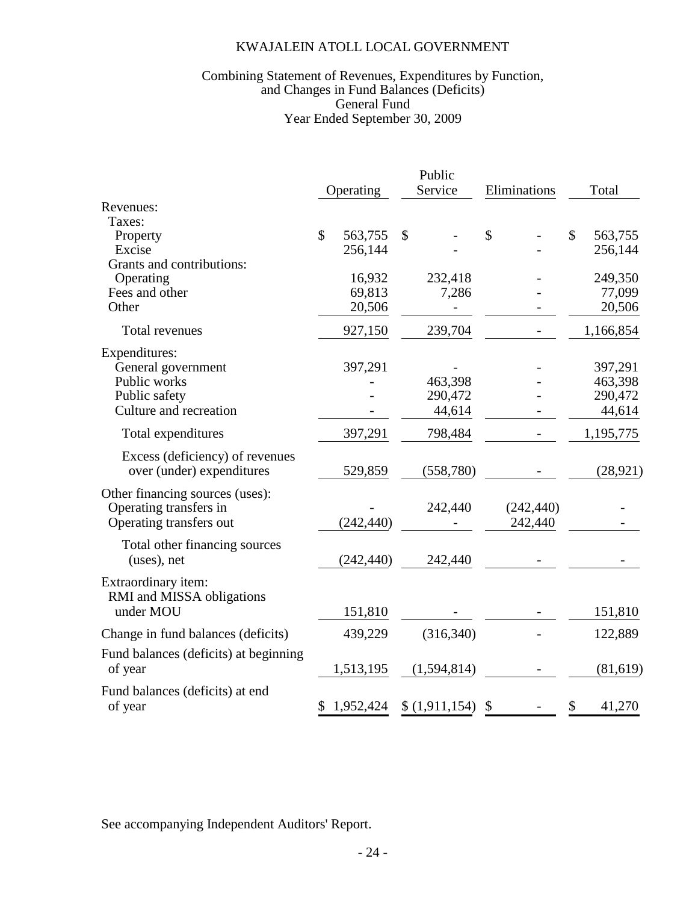# KWAJALEIN ATOLL LOCAL GOVERNMENT

## Combining Statement of Revenues, Expenditures by Function, and Changes in Fund Balances (Deficits)
## General Fund
## Year Ended September 30, 2009

| | Operating | Public Service | Eliminations | Total |
|---|---|---|---|---|
| Revenues: | | | | |
| Taxes: | | | | |
| Property | $ 563,755 | $ - | $ - | $ 563,755 |
| Excise | 256,144 | - | - | 256,144 |
| Grants and contributions: | | | | |
| Operating | 16,932 | 232,418 | - | 249,350 |
| Fees and other | 69,813 | 7,286 | - | 77,099 |
| Other | 20,506 | - | - | 20,506 |
| Total revenues | 927,150 | 239,704 | - | 1,166,854 |
| Expenditures: | | | | |
| General government | 397,291 | - | - | 397,291 |
| Public works | - | 463,398 | - | 463,398 |
| Public safety | - | 290,472 | - | 290,472 |
| Culture and recreation | - | 44,614 | - | 44,614 |
| Total expenditures | 397,291 | 798,484 | - | 1,195,775 |
| Excess (deficiency) of revenues over (under) expenditures | 529,859 | (558,780) | - | (28,921) |
| Other financing sources (uses): | | | | |
| Operating transfers in | - | 242,440 | (242,440) | - |
| Operating transfers out | (242,440) | - | 242,440 | - |
| Total other financing sources (uses), net | (242,440) | 242,440 | - | - |
| Extraordinary item: | | | | |
| RMI and MISSA obligations under MOU | 151,810 | - | - | 151,810 |
| Change in fund balances (deficits) | 439,229 | (316,340) | - | 122,889 |
| Fund balances (deficits) at beginning of year | 1,513,195 | (1,594,814) | - | (81,619) |
| Fund balances (deficits) at end of year | $ 1,952,424 | $ (1,911,154) | $ - | $ 41,270 |

See accompanying Independent Auditors' Report.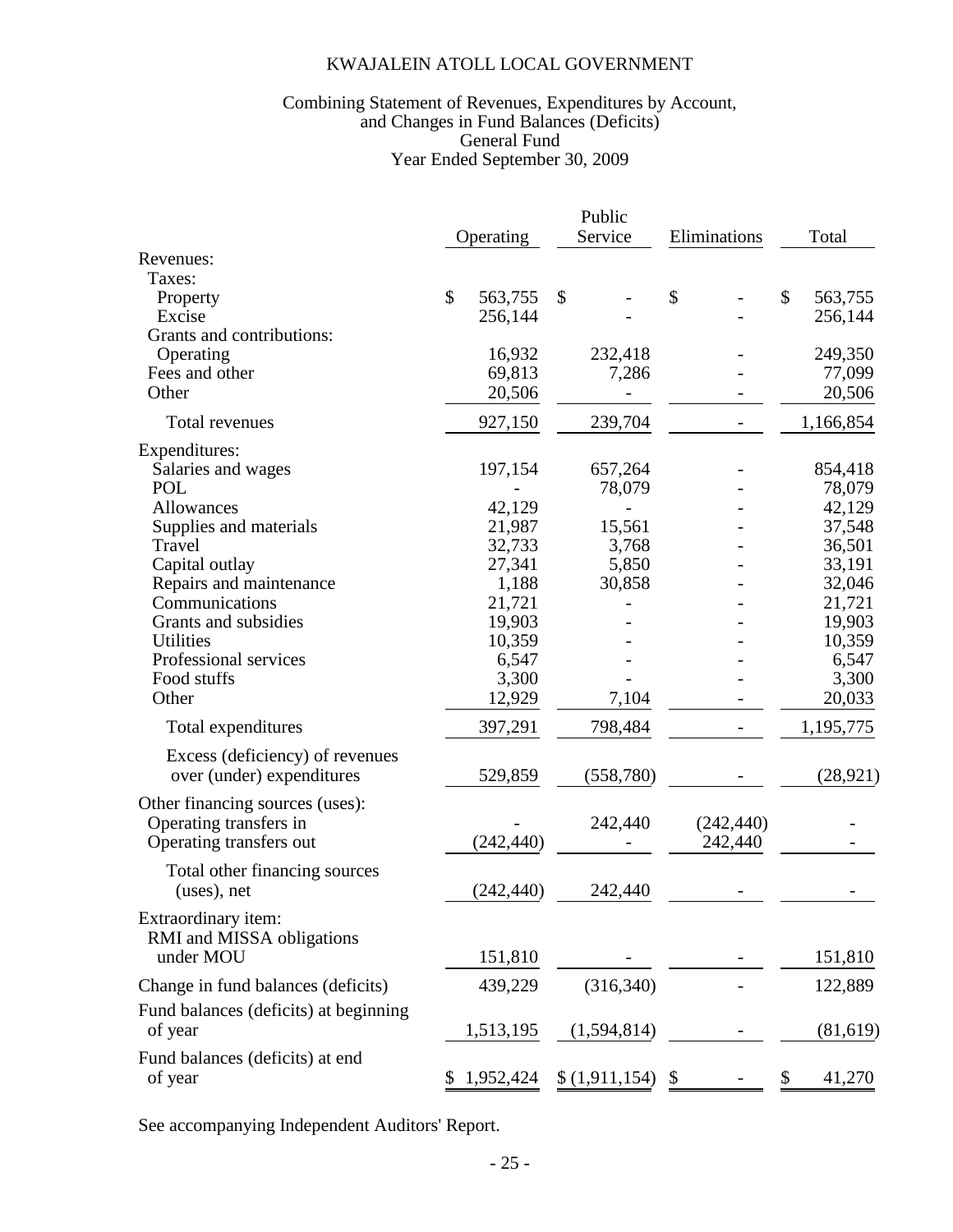# KWAJALEIN ATOLL LOCAL GOVERNMENT

## Combining Statement of Revenues, Expenditures by Account, and Changes in Fund Balances (Deficits)
### General Fund
### Year Ended September 30, 2009

| | Operating | Public Service | Eliminations | Total |
|---|---|---|---|---|
| Revenues: | | | | |
| Taxes: | | | | |
| Property | $ 563,755 | $ - | $ - | $ 563,755 |
| Excise | 256,144 | - | - | 256,144 |
| Grants and contributions: | | | | |
| Operating | 16,932 | 232,418 | - | 249,350 |
| Fees and other | 69,813 | 7,286 | - | 77,099 |
| Other | 20,506 | - | - | 20,506 |
| Total revenues | 927,150 | 239,704 | - | 1,166,854 |
| Expenditures: | | | | |
| Salaries and wages | 197,154 | 657,264 | - | 854,418 |
| POL | - | 78,079 | - | 78,079 |
| Allowances | 42,129 | - | - | 42,129 |
| Supplies and materials | 21,987 | 15,561 | - | 37,548 |
| Travel | 32,733 | 3,768 | - | 36,501 |
| Capital outlay | 27,341 | 5,850 | - | 33,191 |
| Repairs and maintenance | 1,188 | 30,858 | - | 32,046 |
| Communications | 21,721 | - | - | 21,721 |
| Grants and subsidies | 19,903 | - | - | 19,903 |
| Utilities | 10,359 | - | - | 10,359 |
| Professional services | 6,547 | - | - | 6,547 |
| Food stuffs | 3,300 | - | - | 3,300 |
| Other | 12,929 | 7,104 | - | 20,033 |
| Total expenditures | 397,291 | 798,484 | - | 1,195,775 |
| Excess (deficiency) of revenues over (under) expenditures | 529,859 | (558,780) | - | (28,921) |
| Other financing sources (uses): | | | | |
| Operating transfers in | - | 242,440 | (242,440) | - |
| Operating transfers out | (242,440) | - | 242,440 | - |
| Total other financing sources (uses), net | (242,440) | 242,440 | - | - |
| Extraordinary item: | | | | |
| RMI and MISSA obligations under MOU | 151,810 | - | - | 151,810 |
| Change in fund balances (deficits) | 439,229 | (316,340) | - | 122,889 |
| Fund balances (deficits) at beginning of year | 1,513,195 | (1,594,814) | - | (81,619) |
| Fund balances (deficits) at end of year | $ 1,952,424 | $ (1,911,154) | $ - | $ 41,270 |

See accompanying Independent Auditors' Report.